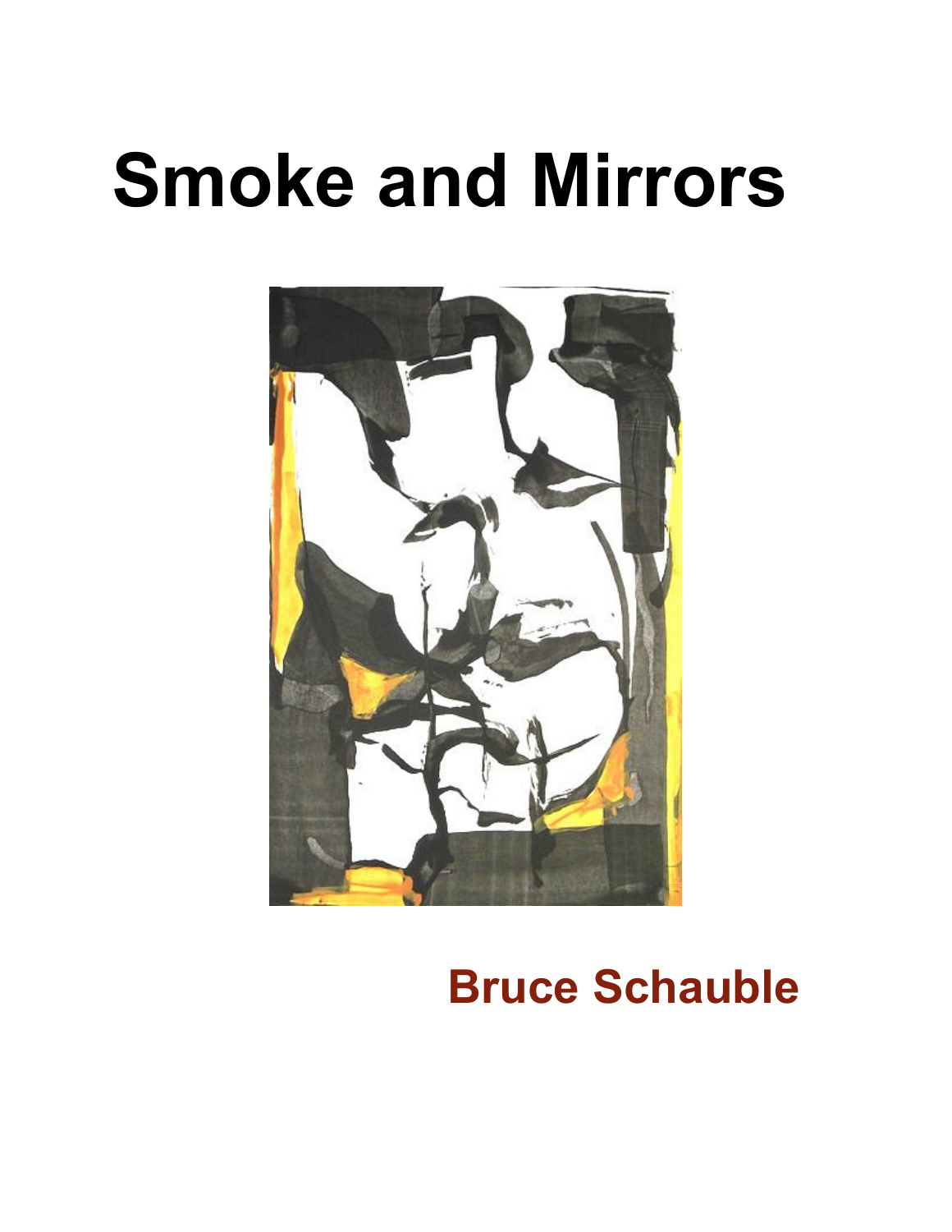# Smoke and Mirrors

**Bruce Schauble**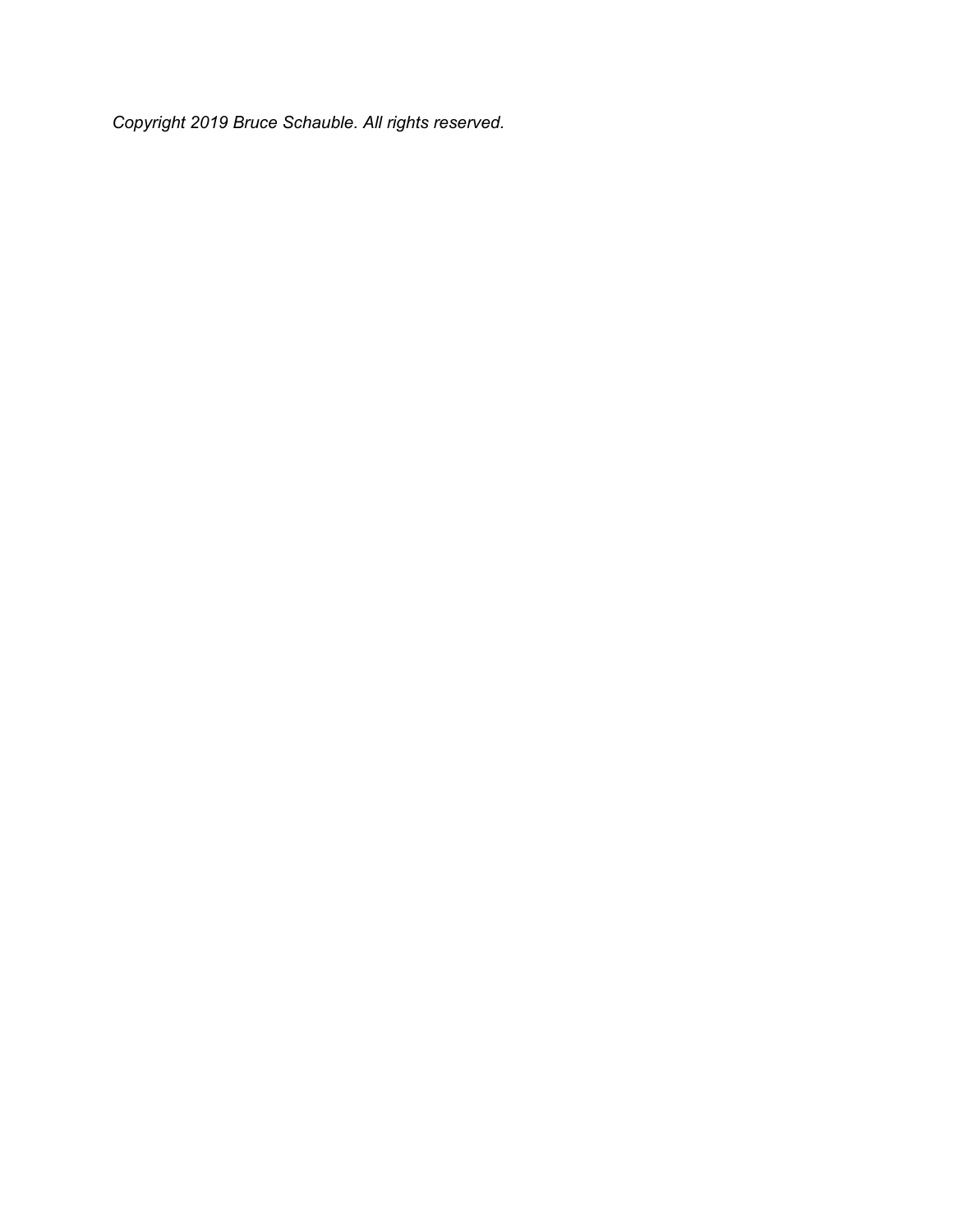*Copyright 2019 Bruce Schauble. All rights reserved.*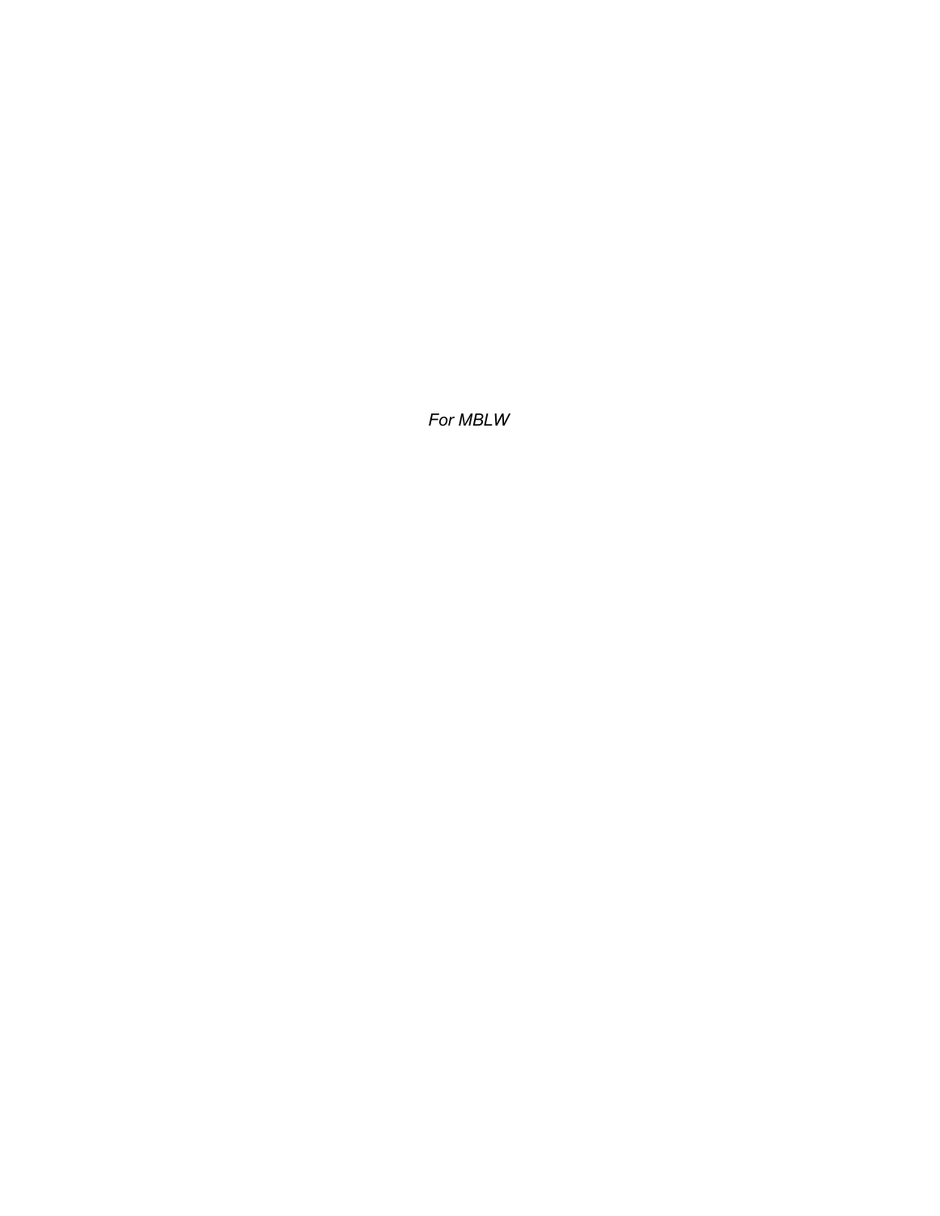*For MBLW*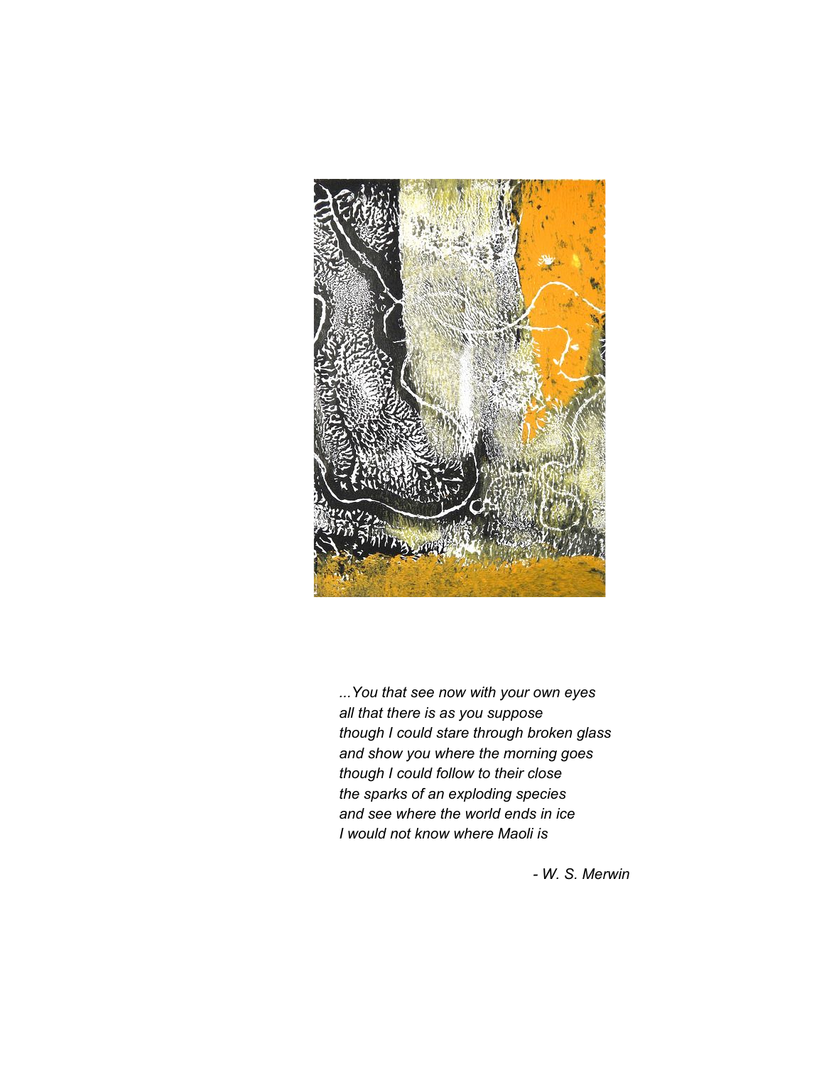*...You that see now with your own eyes*
*all that there is as you suppose*
*though I could stare through broken glass*
*and show you where the morning goes*
*though I could follow to their close*
*the sparks of an exploding species*
*and see where the world ends in ice*
*I would not know where Maoli is*

*- W. S. Merwin*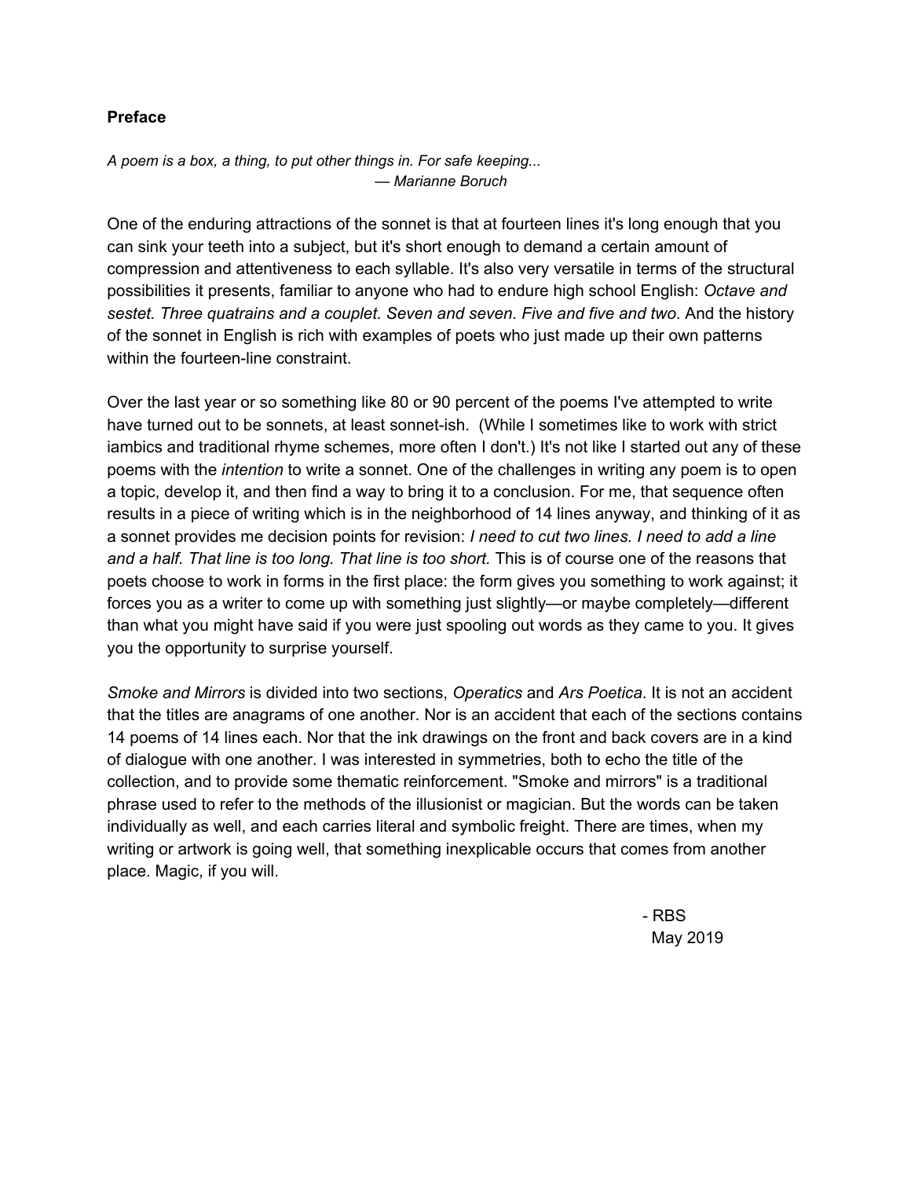**Preface**

*A poem is a box, a thing, to put other things in. For safe keeping...*
*— Marianne Boruch*

One of the enduring attractions of the sonnet is that at fourteen lines it's long enough that you can sink your teeth into a subject, but it's short enough to demand a certain amount of compression and attentiveness to each syllable. It's also very versatile in terms of the structural possibilities it presents, familiar to anyone who had to endure high school English: *Octave and sestet. Three quatrains and a couplet. Seven and seven. Five and five and two*. And the history of the sonnet in English is rich with examples of poets who just made up their own patterns within the fourteen-line constraint.

Over the last year or so something like 80 or 90 percent of the poems I've attempted to write have turned out to be sonnets, at least sonnet-ish. (While I sometimes like to work with strict iambics and traditional rhyme schemes, more often I don't.) It's not like I started out any of these poems with the *intention* to write a sonnet. One of the challenges in writing any poem is to open a topic, develop it, and then find a way to bring it to a conclusion. For me, that sequence often results in a piece of writing which is in the neighborhood of 14 lines anyway, and thinking of it as a sonnet provides me decision points for revision: *I need to cut two lines. I need to add a line and a half. That line is too long. That line is too short.* This is of course one of the reasons that poets choose to work in forms in the first place: the form gives you something to work against; it forces you as a writer to come up with something just slightly—or maybe completely—different than what you might have said if you were just spooling out words as they came to you. It gives you the opportunity to surprise yourself.

*Smoke and Mirrors* is divided into two sections, *Operatics* and *Ars Poetica*. It is not an accident that the titles are anagrams of one another. Nor is an accident that each of the sections contains 14 poems of 14 lines each. Nor that the ink drawings on the front and back covers are in a kind of dialogue with one another. I was interested in symmetries, both to echo the title of the collection, and to provide some thematic reinforcement. "Smoke and mirrors" is a traditional phrase used to refer to the methods of the illusionist or magician. But the words can be taken individually as well, and each carries literal and symbolic freight. There are times, when my writing or artwork is going well, that something inexplicable occurs that comes from another place. Magic, if you will.

- RBS
May 2019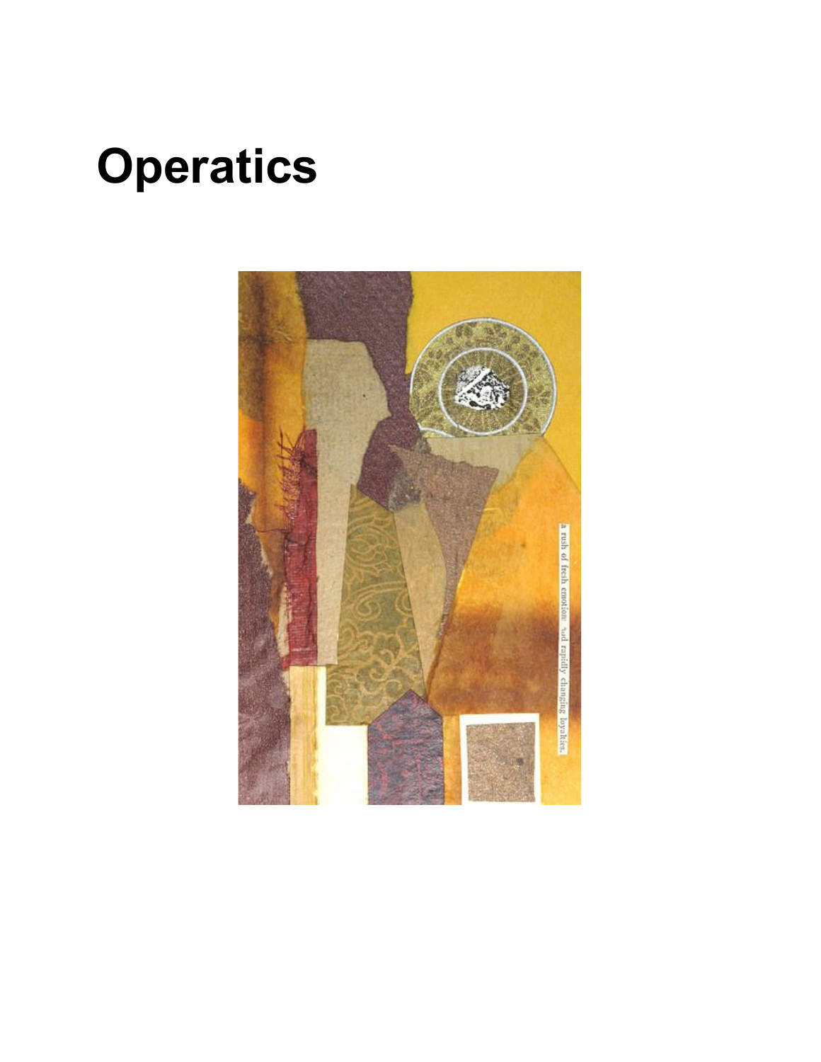# Operatics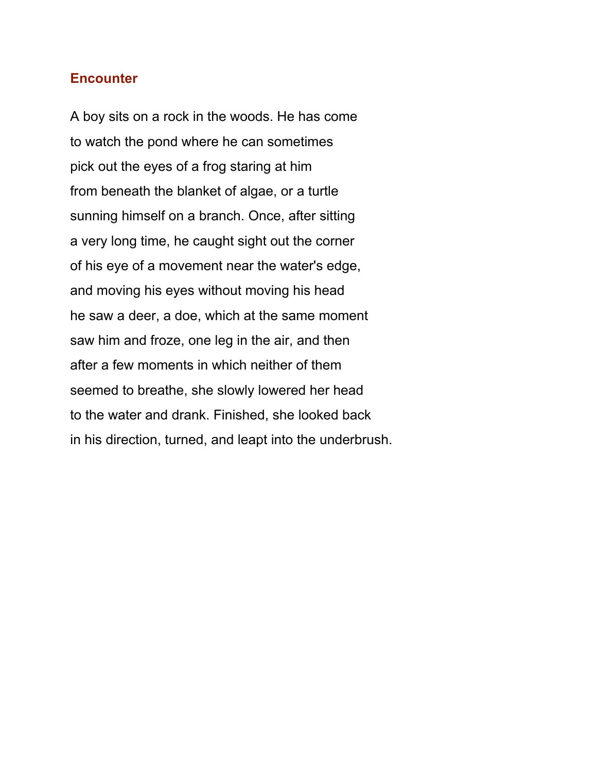## Encounter

A boy sits on a rock in the woods. He has come
to watch the pond where he can sometimes
pick out the eyes of a frog staring at him
from beneath the blanket of algae, or a turtle
sunning himself on a branch. Once, after sitting
a very long time, he caught sight out the corner
of his eye of a movement near the water's edge,
and moving his eyes without moving his head
he saw a deer, a doe, which at the same moment
saw him and froze, one leg in the air, and then
after a few moments in which neither of them
seemed to breathe, she slowly lowered her head
to the water and drank. Finished, she looked back
in his direction, turned, and leapt into the underbrush.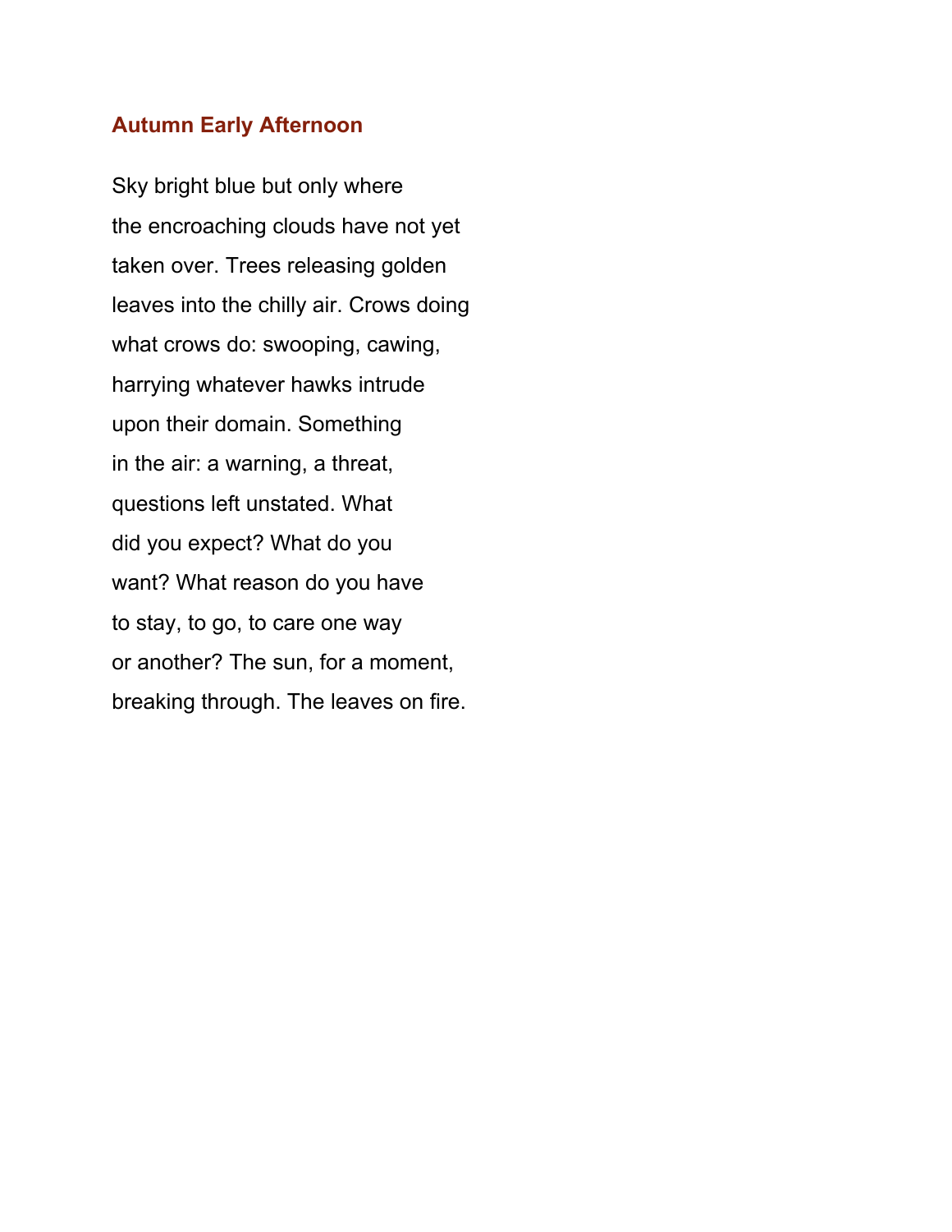## Autumn Early Afternoon

Sky bright blue but only where  
the encroaching clouds have not yet  
taken over. Trees releasing golden  
leaves into the chilly air. Crows doing  
what crows do: swooping, cawing,  
harrying whatever hawks intrude  
upon their domain. Something  
in the air: a warning, a threat,  
questions left unstated. What  
did you expect? What do you  
want? What reason do you have  
to stay, to go, to care one way  
or another? The sun, for a moment,  
breaking through. The leaves on fire.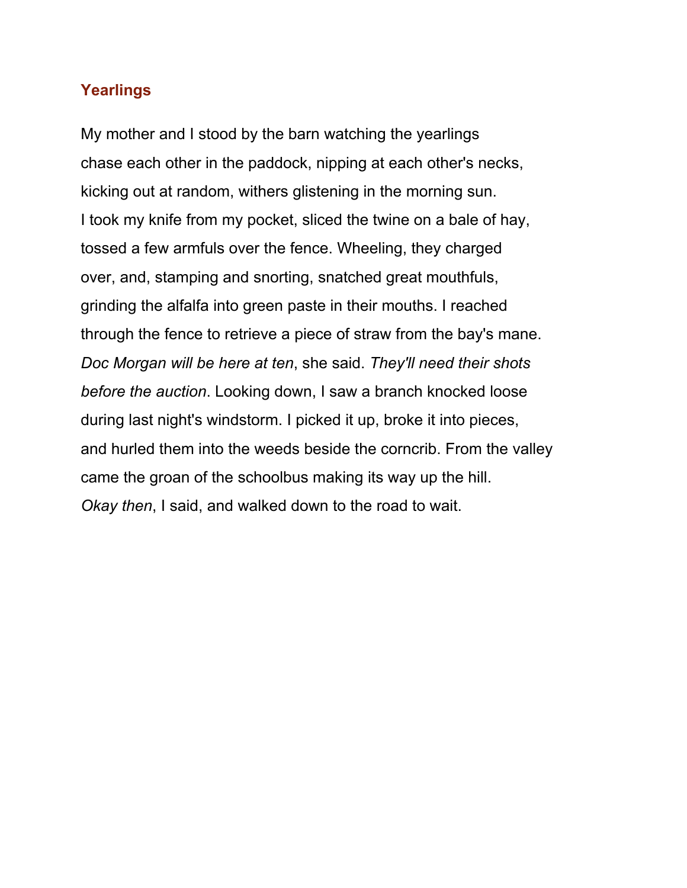## Yearlings

My mother and I stood by the barn watching the yearlings
chase each other in the paddock, nipping at each other's necks,
kicking out at random, withers glistening in the morning sun.
I took my knife from my pocket, sliced the twine on a bale of hay,
tossed a few armfuls over the fence. Wheeling, they charged
over, and, stamping and snorting, snatched great mouthfuls,
grinding the alfalfa into green paste in their mouths. I reached
through the fence to retrieve a piece of straw from the bay's mane.
*Doc Morgan will be here at ten*, she said. *They'll need their shots
before the auction*. Looking down, I saw a branch knocked loose
during last night's windstorm. I picked it up, broke it into pieces,
and hurled them into the weeds beside the corncrib. From the valley
came the groan of the schoolbus making its way up the hill.
*Okay then*, I said, and walked down to the road to wait.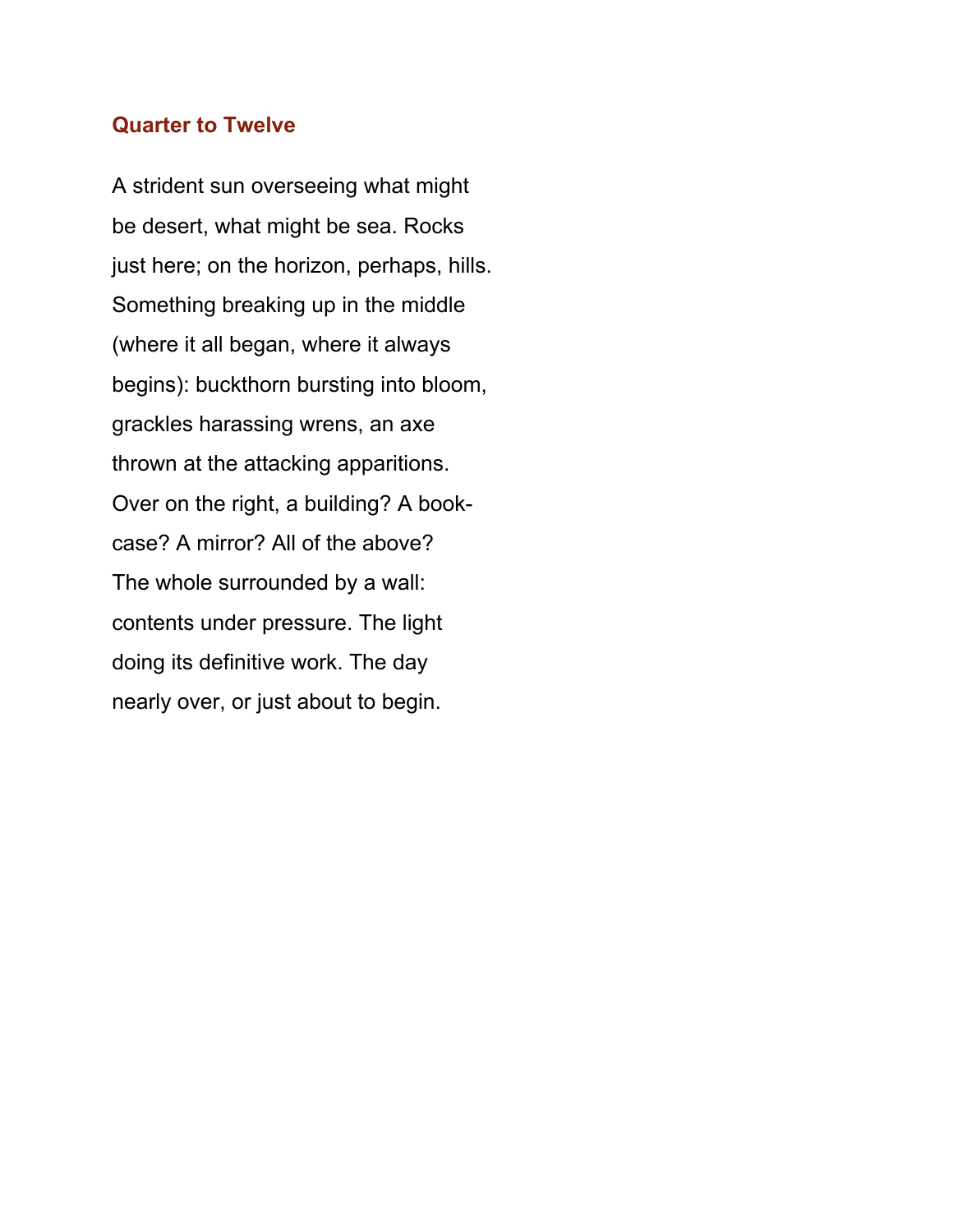## Quarter to Twelve

A strident sun overseeing what might
be desert, what might be sea. Rocks
just here; on the horizon, perhaps, hills.
Something breaking up in the middle
(where it all began, where it always
begins): buckthorn bursting into bloom,
grackles harassing wrens, an axe
thrown at the attacking apparitions.
Over on the right, a building? A book-
case? A mirror? All of the above?
The whole surrounded by a wall:
contents under pressure. The light
doing its definitive work. The day
nearly over, or just about to begin.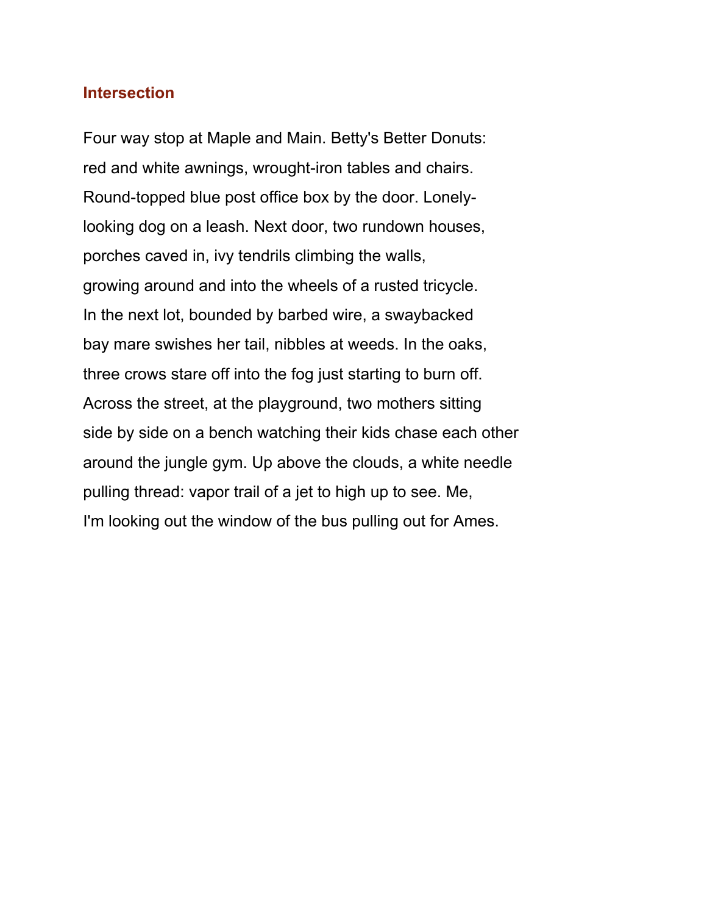### Intersection

Four way stop at Maple and Main. Betty's Better Donuts:
red and white awnings, wrought-iron tables and chairs.
Round-topped blue post office box by the door. Lonely-
looking dog on a leash. Next door, two rundown houses,
porches caved in, ivy tendrils climbing the walls,
growing around and into the wheels of a rusted tricycle.
In the next lot, bounded by barbed wire, a swaybacked
bay mare swishes her tail, nibbles at weeds. In the oaks,
three crows stare off into the fog just starting to burn off.
Across the street, at the playground, two mothers sitting
side by side on a bench watching their kids chase each other
around the jungle gym. Up above the clouds, a white needle
pulling thread: vapor trail of a jet to high up to see. Me,
I'm looking out the window of the bus pulling out for Ames.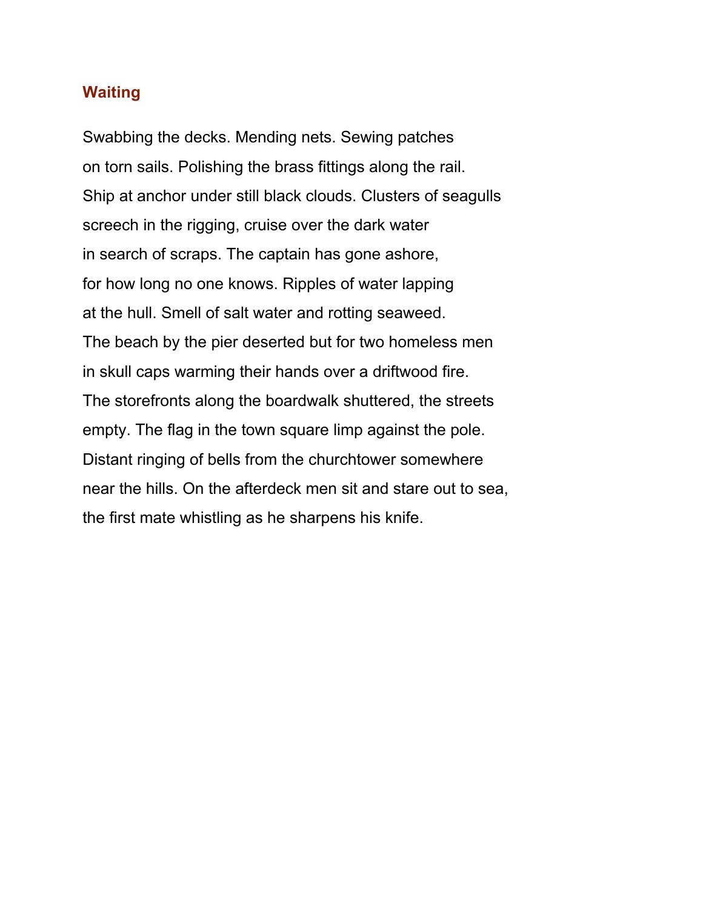## Waiting

Swabbing the decks. Mending nets. Sewing patches
on torn sails. Polishing the brass fittings along the rail.
Ship at anchor under still black clouds. Clusters of seagulls
screech in the rigging, cruise over the dark water
in search of scraps. The captain has gone ashore,
for how long no one knows. Ripples of water lapping
at the hull. Smell of salt water and rotting seaweed.
The beach by the pier deserted but for two homeless men
in skull caps warming their hands over a driftwood fire.
The storefronts along the boardwalk shuttered, the streets
empty. The flag in the town square limp against the pole.
Distant ringing of bells from the churchtower somewhere
near the hills. On the afterdeck men sit and stare out to sea,
the first mate whistling as he sharpens his knife.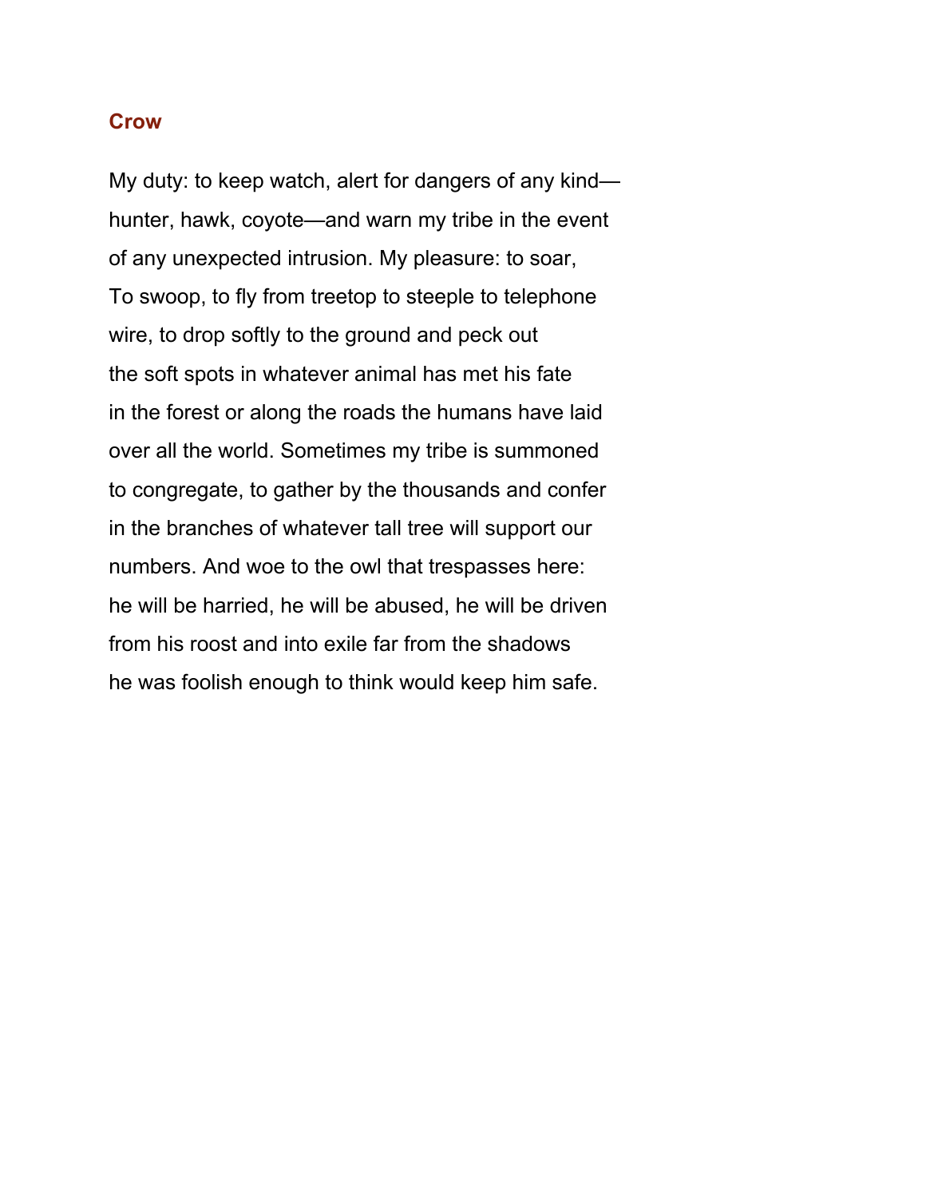## Crow

My duty: to keep watch, alert for dangers of any kind—
hunter, hawk, coyote—and warn my tribe in the event
of any unexpected intrusion. My pleasure: to soar,
To swoop, to fly from treetop to steeple to telephone
wire, to drop softly to the ground and peck out
the soft spots in whatever animal has met his fate
in the forest or along the roads the humans have laid
over all the world. Sometimes my tribe is summoned
to congregate, to gather by the thousands and confer
in the branches of whatever tall tree will support our
numbers. And woe to the owl that trespasses here:
he will be harried, he will be abused, he will be driven
from his roost and into exile far from the shadows
he was foolish enough to think would keep him safe.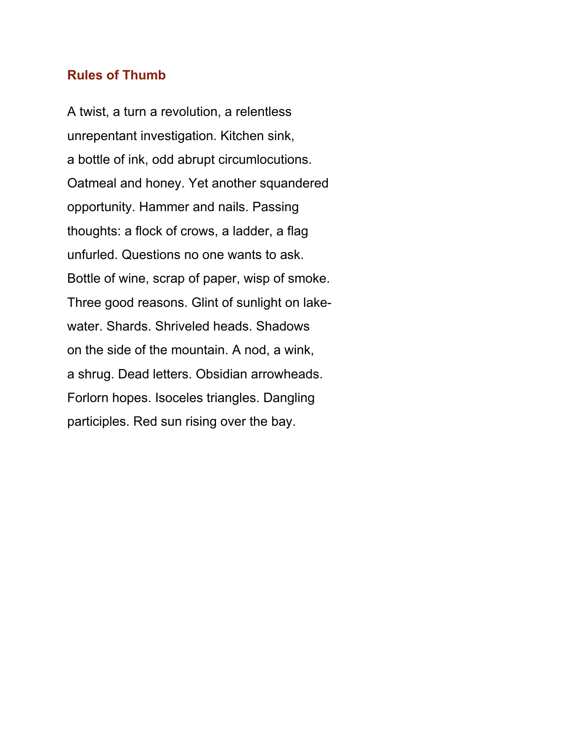## Rules of Thumb

A twist, a turn a revolution, a relentless  
unrepentant investigation. Kitchen sink,  
a bottle of ink, odd abrupt circumlocutions.  
Oatmeal and honey. Yet another squandered  
opportunity. Hammer and nails. Passing  
thoughts: a flock of crows, a ladder, a flag  
unfurled. Questions no one wants to ask.  
Bottle of wine, scrap of paper, wisp of smoke.  
Three good reasons. Glint of sunlight on lake-  
water. Shards. Shriveled heads. Shadows  
on the side of the mountain. A nod, a wink,  
a shrug. Dead letters. Obsidian arrowheads.  
Forlorn hopes. Isoceles triangles. Dangling  
participles. Red sun rising over the bay.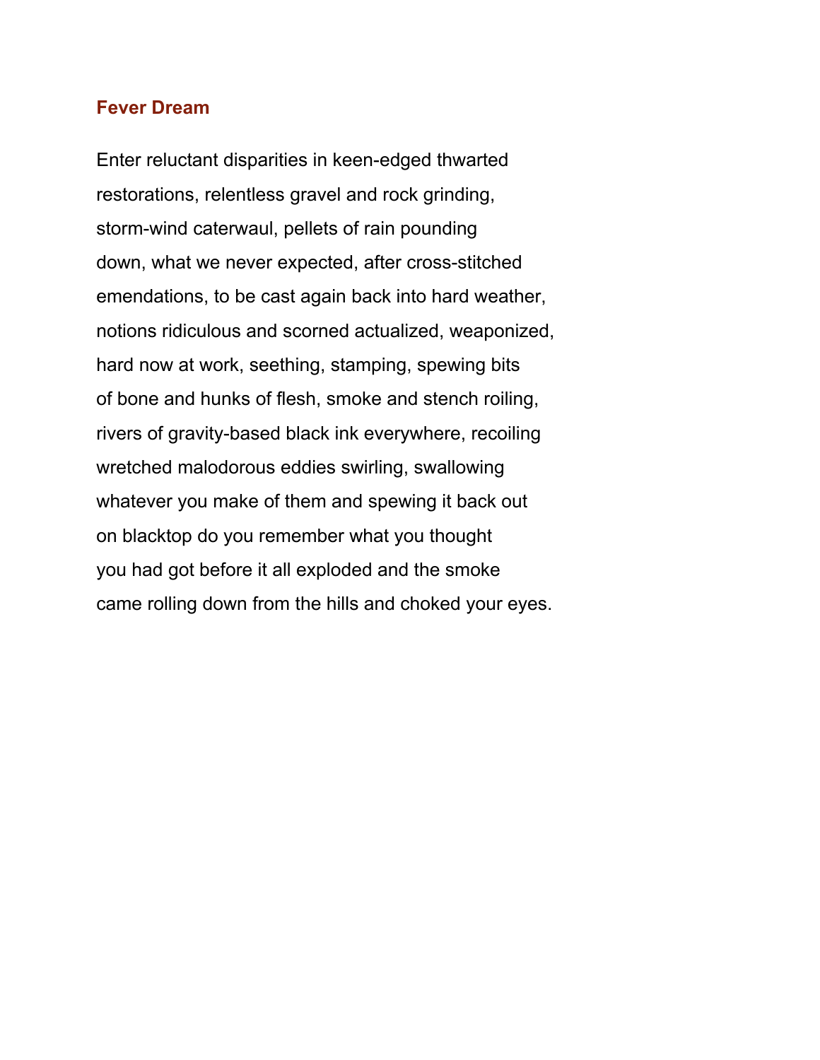## Fever Dream

Enter reluctant disparities in keen-edged thwarted  
restorations, relentless gravel and rock grinding,  
storm-wind caterwaul, pellets of rain pounding  
down, what we never expected, after cross-stitched  
emendations, to be cast again back into hard weather,  
notions ridiculous and scorned actualized, weaponized,  
hard now at work, seething, stamping, spewing bits  
of bone and hunks of flesh, smoke and stench roiling,  
rivers of gravity-based black ink everywhere, recoiling  
wretched malodorous eddies swirling, swallowing  
whatever you make of them and spewing it back out  
on blacktop do you remember what you thought  
you had got before it all exploded and the smoke  
came rolling down from the hills and choked your eyes.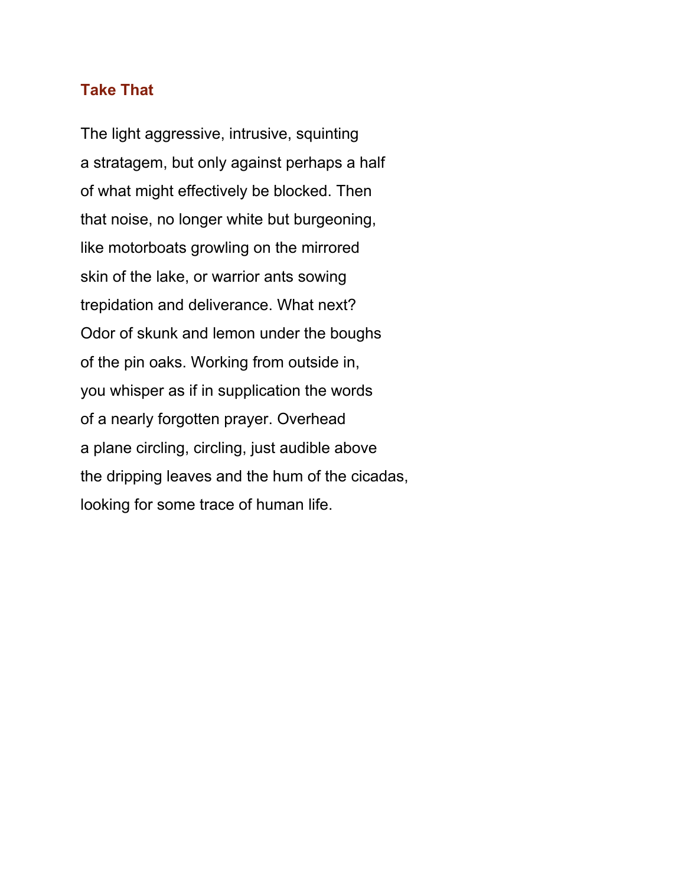### Take That

The light aggressive, intrusive, squinting  
a stratagem, but only against perhaps a half  
of what might effectively be blocked. Then  
that noise, no longer white but burgeoning,  
like motorboats growling on the mirrored  
skin of the lake, or warrior ants sowing  
trepidation and deliverance. What next?  
Odor of skunk and lemon under the boughs  
of the pin oaks. Working from outside in,  
you whisper as if in supplication the words  
of a nearly forgotten prayer. Overhead  
a plane circling, circling, just audible above  
the dripping leaves and the hum of the cicadas,  
looking for some trace of human life.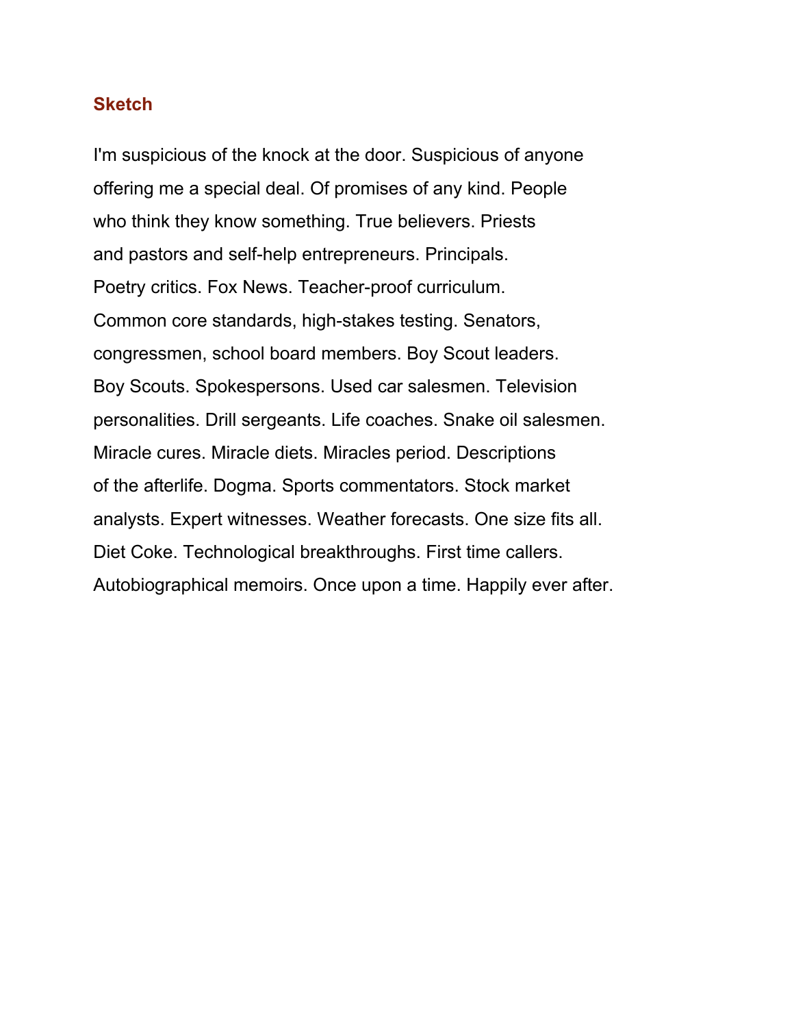## Sketch

I'm suspicious of the knock at the door. Suspicious of anyone
offering me a special deal. Of promises of any kind. People
who think they know something. True believers. Priests
and pastors and self-help entrepreneurs. Principals.
Poetry critics. Fox News. Teacher-proof curriculum.
Common core standards, high-stakes testing. Senators,
congressmen, school board members. Boy Scout leaders.
Boy Scouts. Spokespersons. Used car salesmen. Television
personalities. Drill sergeants. Life coaches. Snake oil salesmen.
Miracle cures. Miracle diets. Miracles period. Descriptions
of the afterlife. Dogma. Sports commentators. Stock market
analysts. Expert witnesses. Weather forecasts. One size fits all.
Diet Coke. Technological breakthroughs. First time callers.
Autobiographical memoirs. Once upon a time. Happily ever after.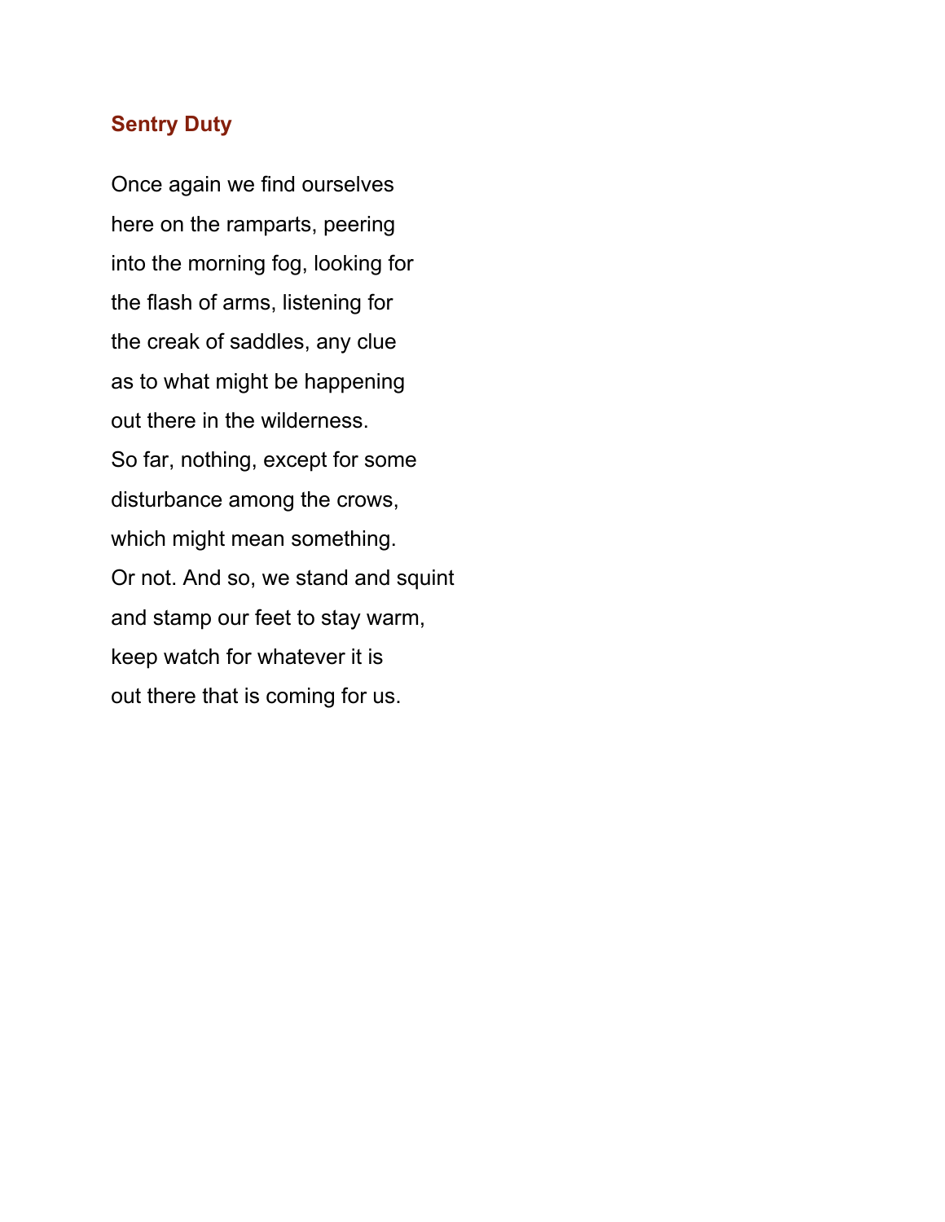### Sentry Duty

Once again we find ourselves  
here on the ramparts, peering  
into the morning fog, looking for  
the flash of arms, listening for  
the creak of saddles, any clue  
as to what might be happening  
out there in the wilderness.  
So far, nothing, except for some  
disturbance among the crows,  
which might mean something.  
Or not. And so, we stand and squint  
and stamp our feet to stay warm,  
keep watch for whatever it is  
out there that is coming for us.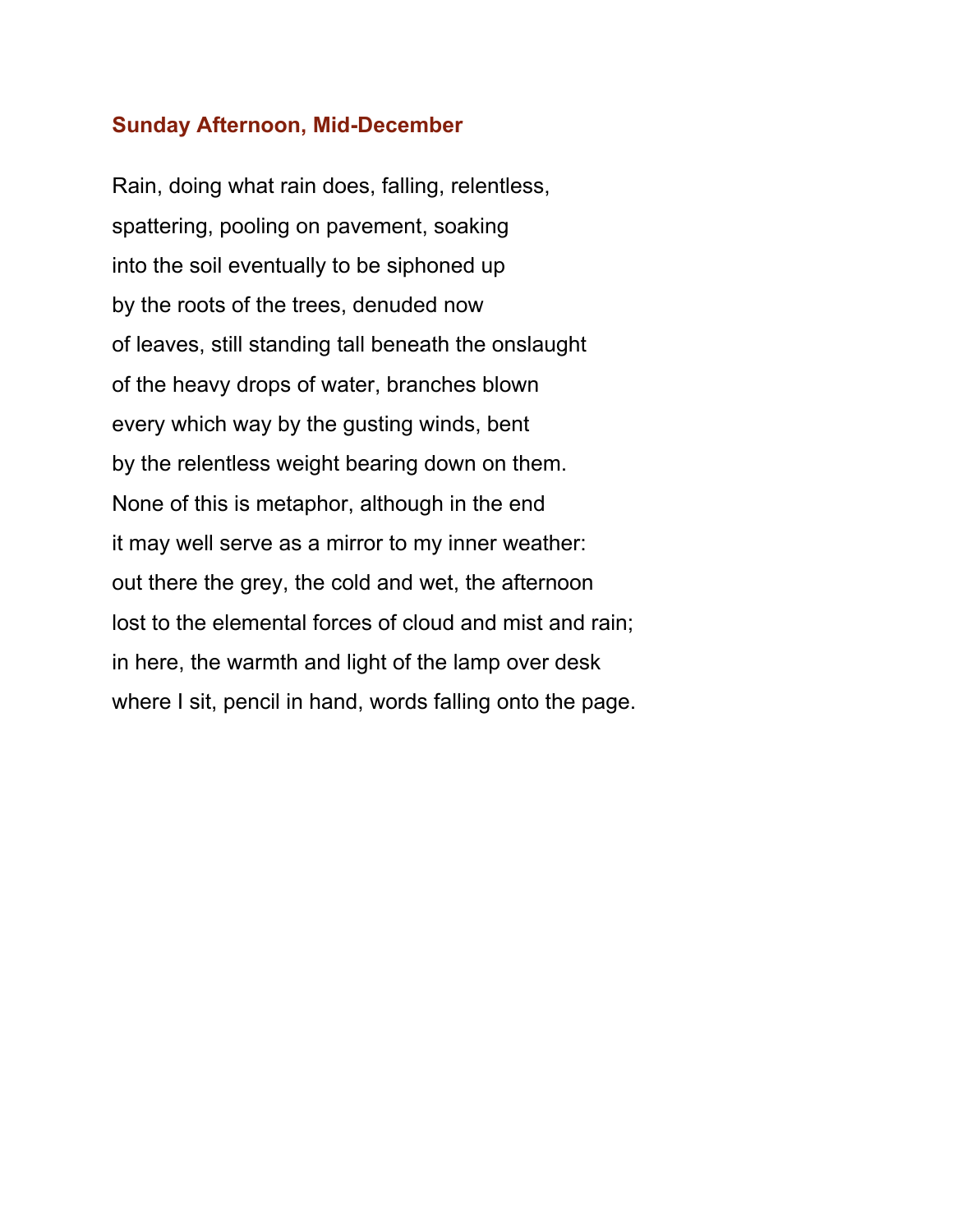## Sunday Afternoon, Mid-December

Rain, doing what rain does, falling, relentless,  
spattering, pooling on pavement, soaking  
into the soil eventually to be siphoned up  
by the roots of the trees, denuded now  
of leaves, still standing tall beneath the onslaught  
of the heavy drops of water, branches blown  
every which way by the gusting winds, bent  
by the relentless weight bearing down on them.  
None of this is metaphor, although in the end  
it may well serve as a mirror to my inner weather:  
out there the grey, the cold and wet, the afternoon  
lost to the elemental forces of cloud and mist and rain;  
in here, the warmth and light of the lamp over desk  
where I sit, pencil in hand, words falling onto the page.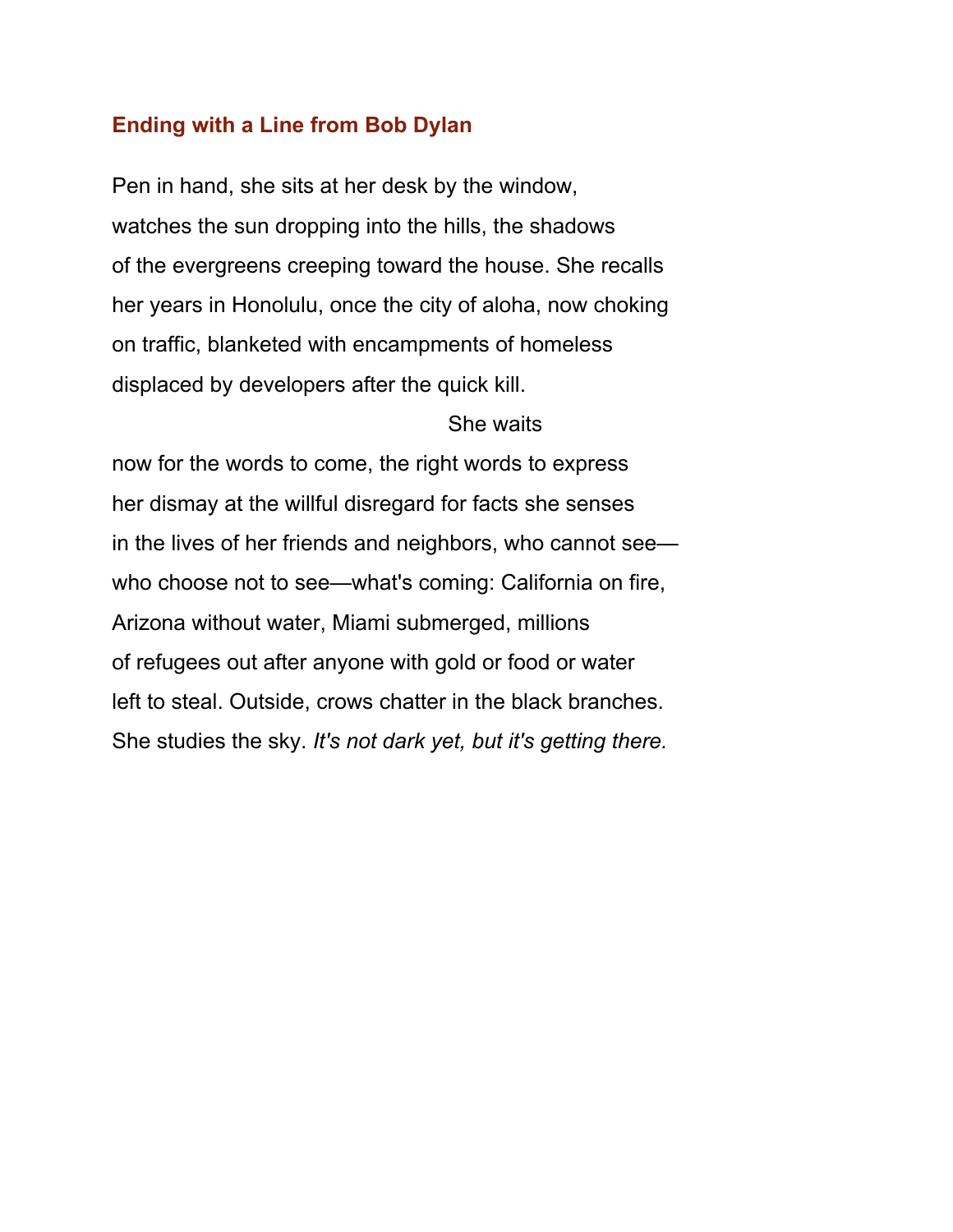## Ending with a Line from Bob Dylan

Pen in hand, she sits at her desk by the window,  
watches the sun dropping into the hills, the shadows  
of the evergreens creeping toward the house. She recalls  
her years in Honolulu, once the city of aloha, now choking  
on traffic, blanketed with encampments of homeless  
displaced by developers after the quick kill.

                                                            She waits  
now for the words to come, the right words to express  
her dismay at the willful disregard for facts she senses  
in the lives of her friends and neighbors, who cannot see—  
who choose not to see—what's coming: California on fire,  
Arizona without water, Miami submerged, millions  
of refugees out after anyone with gold or food or water  
left to steal. Outside, crows chatter in the black branches.  
She studies the sky. *It's not dark yet, but it's getting there.*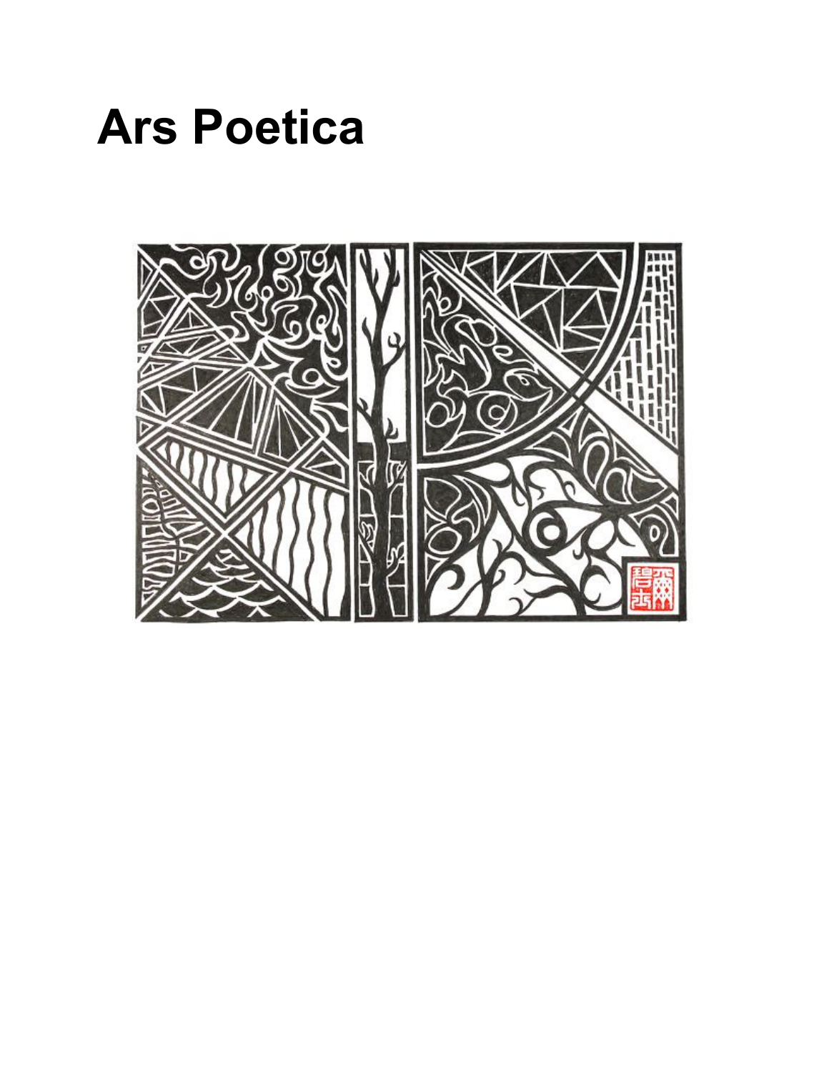# Ars Poetica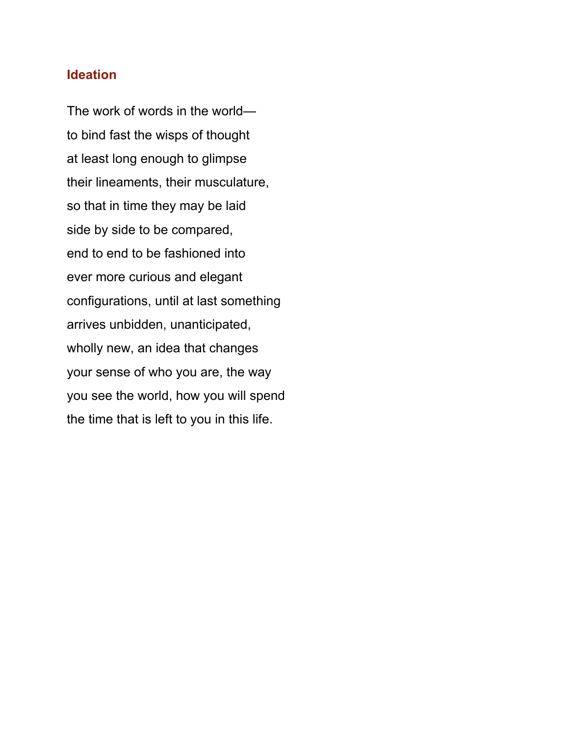## Ideation

The work of words in the world—  
to bind fast the wisps of thought  
at least long enough to glimpse  
their lineaments, their musculature,  
so that in time they may be laid  
side by side to be compared,  
end to end to be fashioned into  
ever more curious and elegant  
configurations, until at last something  
arrives unbidden, unanticipated,  
wholly new, an idea that changes  
your sense of who you are, the way  
you see the world, how you will spend  
the time that is left to you in this life.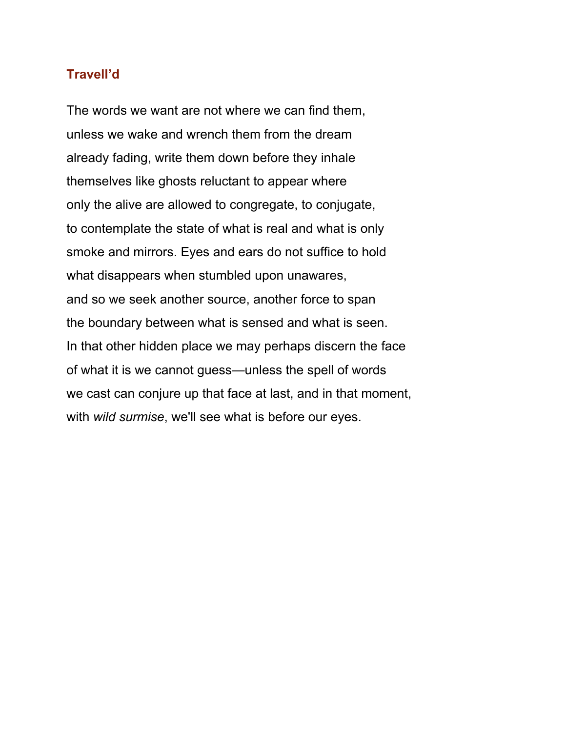### Travell’d

The words we want are not where we can find them,  
unless we wake and wrench them from the dream  
already fading, write them down before they inhale  
themselves like ghosts reluctant to appear where  
only the alive are allowed to congregate, to conjugate,  
to contemplate the state of what is real and what is only  
smoke and mirrors. Eyes and ears do not suffice to hold  
what disappears when stumbled upon unawares,  
and so we seek another source, another force to span  
the boundary between what is sensed and what is seen.  
In that other hidden place we may perhaps discern the face  
of what it is we cannot guess—unless the spell of words  
we cast can conjure up that face at last, and in that moment,  
with *wild surmise*, we'll see what is before our eyes.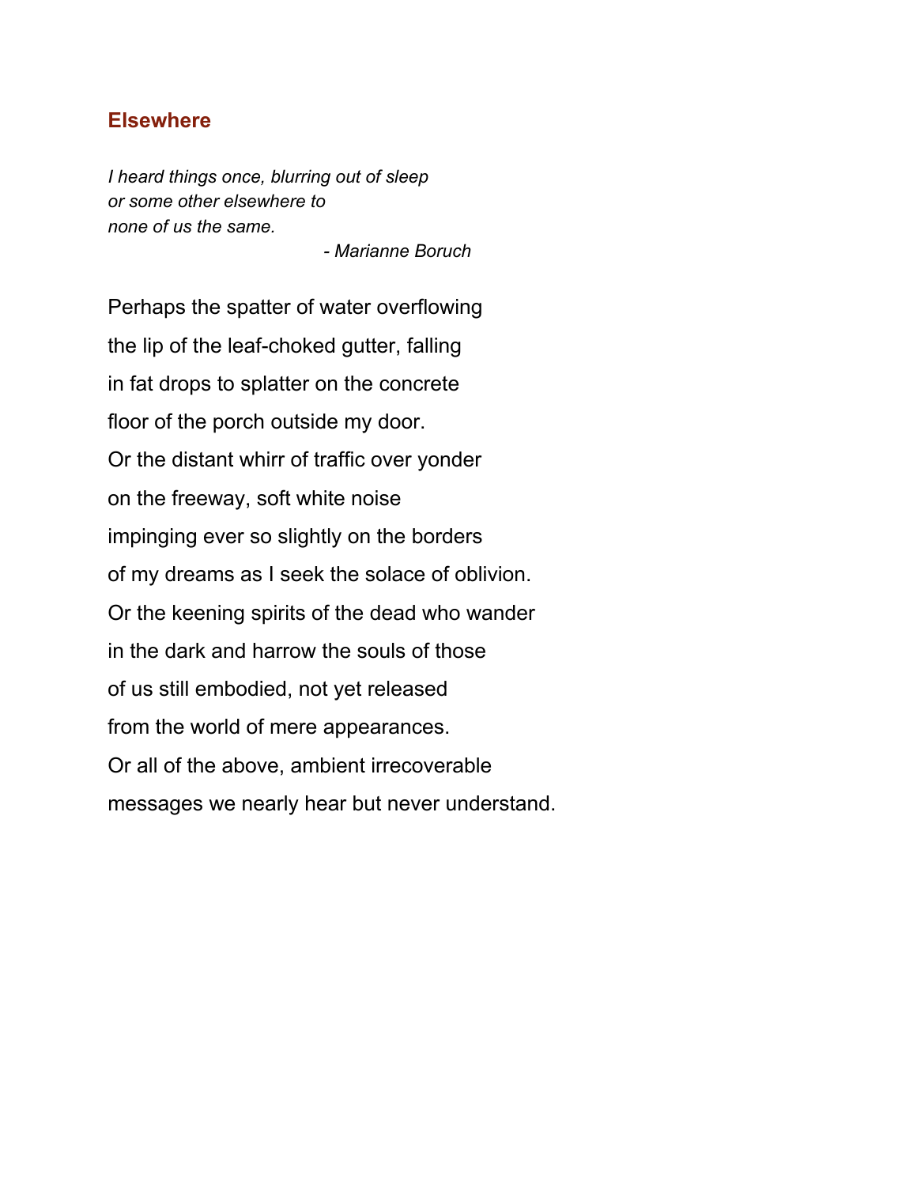## Elsewhere

*I heard things once, blurring out of sleep*
*or some other elsewhere to*
*none of us the same.*
*- Marianne Boruch*

Perhaps the spatter of water overflowing
the lip of the leaf-choked gutter, falling
in fat drops to splatter on the concrete
floor of the porch outside my door.
Or the distant whirr of traffic over yonder
on the freeway, soft white noise
impinging ever so slightly on the borders
of my dreams as I seek the solace of oblivion.
Or the keening spirits of the dead who wander
in the dark and harrow the souls of those
of us still embodied, not yet released
from the world of mere appearances.
Or all of the above, ambient irrecoverable
messages we nearly hear but never understand.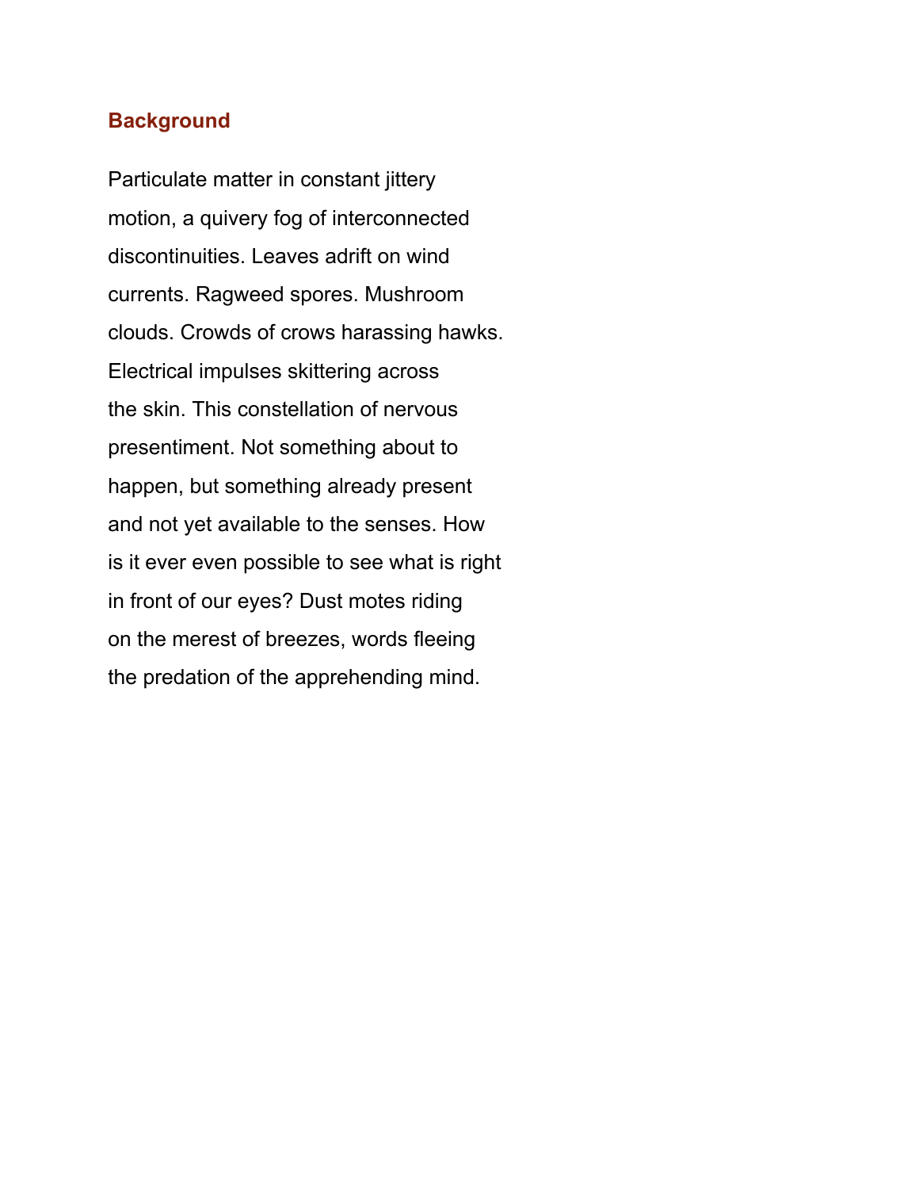### Background

Particulate matter in constant jittery  
motion, a quivery fog of interconnected  
discontinuities. Leaves adrift on wind  
currents. Ragweed spores. Mushroom  
clouds. Crowds of crows harassing hawks.  
Electrical impulses skittering across  
the skin. This constellation of nervous  
presentiment. Not something about to  
happen, but something already present  
and not yet available to the senses. How  
is it ever even possible to see what is right  
in front of our eyes? Dust motes riding  
on the merest of breezes, words fleeing  
the predation of the apprehending mind.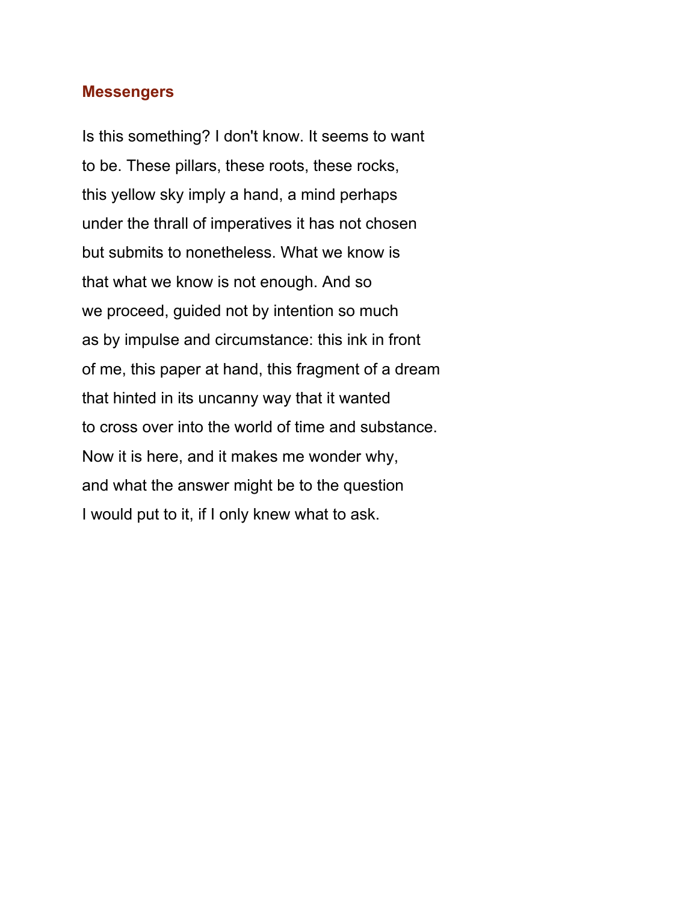## Messengers

Is this something? I don't know. It seems to want
to be. These pillars, these roots, these rocks,
this yellow sky imply a hand, a mind perhaps
under the thrall of imperatives it has not chosen
but submits to nonetheless. What we know is
that what we know is not enough. And so
we proceed, guided not by intention so much
as by impulse and circumstance: this ink in front
of me, this paper at hand, this fragment of a dream
that hinted in its uncanny way that it wanted
to cross over into the world of time and substance.
Now it is here, and it makes me wonder why,
and what the answer might be to the question
I would put to it, if I only knew what to ask.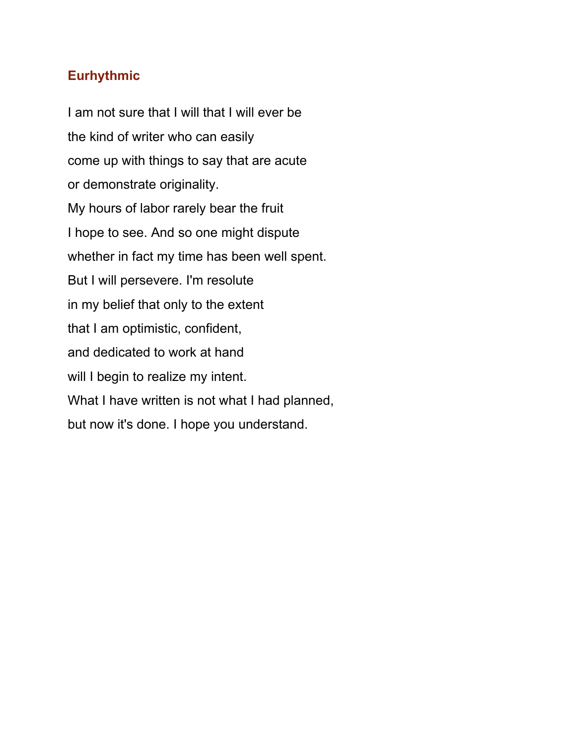### Eurhythmic

I am not sure that I will that I will ever be  
the kind of writer who can easily  
come up with things to say that are acute  
or demonstrate originality.  
My hours of labor rarely bear the fruit  
I hope to see. And so one might dispute  
whether in fact my time has been well spent.  
But I will persevere. I'm resolute  
in my belief that only to the extent  
that I am optimistic, confident,  
and dedicated to work at hand  
will I begin to realize my intent.  
What I have written is not what I had planned,  
but now it's done. I hope you understand.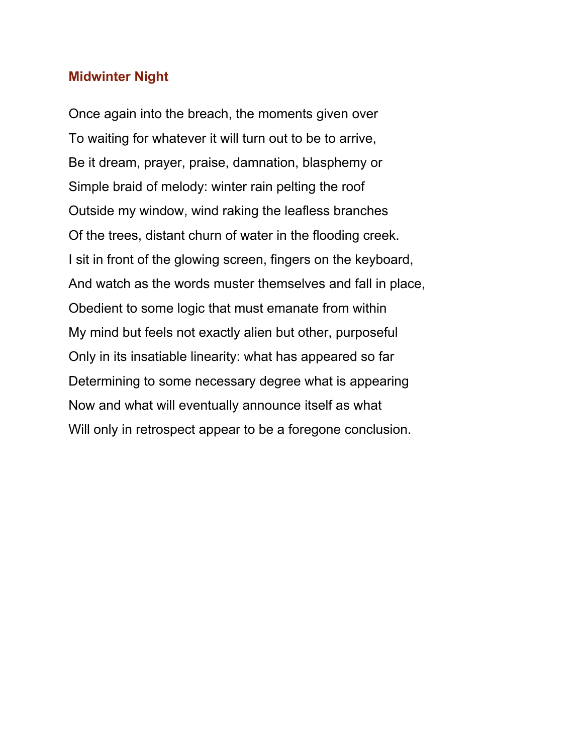## Midwinter Night

Once again into the breach, the moments given over
To waiting for whatever it will turn out to be to arrive,
Be it dream, prayer, praise, damnation, blasphemy or
Simple braid of melody: winter rain pelting the roof
Outside my window, wind raking the leafless branches
Of the trees, distant churn of water in the flooding creek.
I sit in front of the glowing screen, fingers on the keyboard,
And watch as the words muster themselves and fall in place,
Obedient to some logic that must emanate from within
My mind but feels not exactly alien but other, purposeful
Only in its insatiable linearity: what has appeared so far
Determining to some necessary degree what is appearing
Now and what will eventually announce itself as what
Will only in retrospect appear to be a foregone conclusion.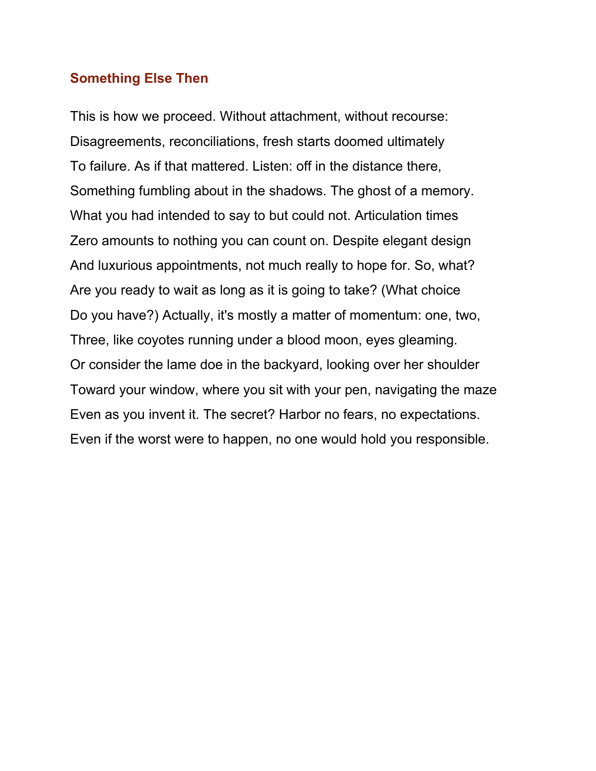## Something Else Then

This is how we proceed. Without attachment, without recourse:
Disagreements, reconciliations, fresh starts doomed ultimately
To failure. As if that mattered. Listen: off in the distance there,
Something fumbling about in the shadows. The ghost of a memory.
What you had intended to say to but could not. Articulation times
Zero amounts to nothing you can count on. Despite elegant design
And luxurious appointments, not much really to hope for. So, what?
Are you ready to wait as long as it is going to take? (What choice
Do you have?) Actually, it's mostly a matter of momentum: one, two,
Three, like coyotes running under a blood moon, eyes gleaming.
Or consider the lame doe in the backyard, looking over her shoulder
Toward your window, where you sit with your pen, navigating the maze
Even as you invent it. The secret? Harbor no fears, no expectations.
Even if the worst were to happen, no one would hold you responsible.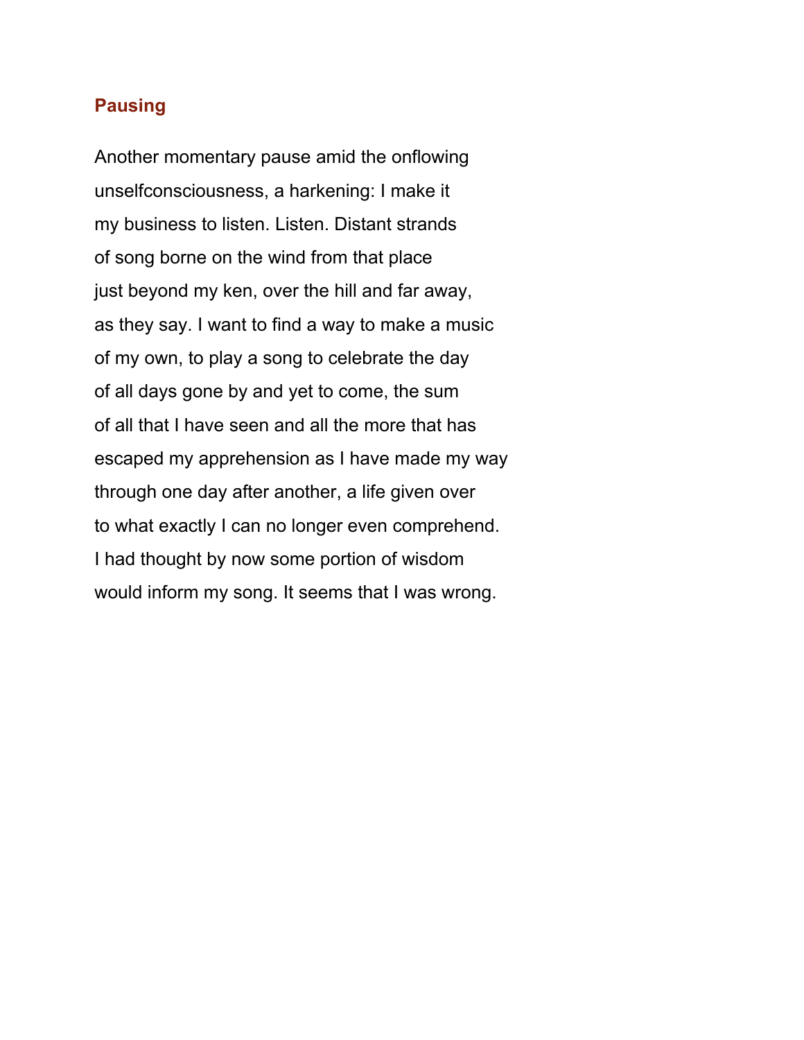## Pausing

Another momentary pause amid the onflowing  
unselfconsciousness, a harkening: I make it  
my business to listen. Listen. Distant strands  
of song borne on the wind from that place  
just beyond my ken, over the hill and far away,  
as they say. I want to find a way to make a music  
of my own, to play a song to celebrate the day  
of all days gone by and yet to come, the sum  
of all that I have seen and all the more that has  
escaped my apprehension as I have made my way  
through one day after another, a life given over  
to what exactly I can no longer even comprehend.  
I had thought by now some portion of wisdom  
would inform my song. It seems that I was wrong.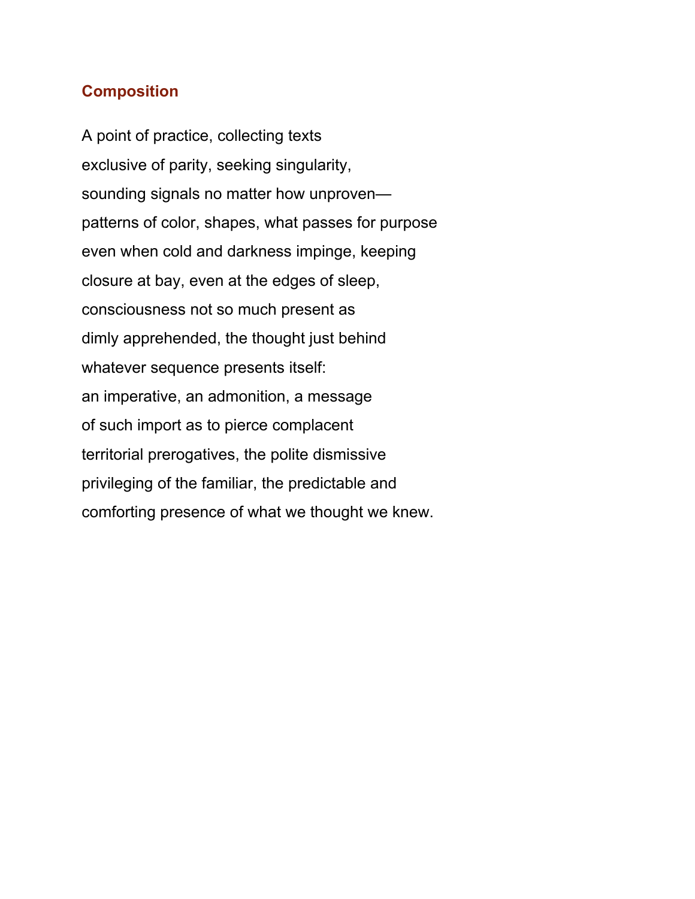## Composition

A point of practice, collecting texts
exclusive of parity, seeking singularity,
sounding signals no matter how unproven—
patterns of color, shapes, what passes for purpose
even when cold and darkness impinge, keeping
closure at bay, even at the edges of sleep,
consciousness not so much present as
dimly apprehended, the thought just behind
whatever sequence presents itself:
an imperative, an admonition, a message
of such import as to pierce complacent
territorial prerogatives, the polite dismissive
privileging of the familiar, the predictable and
comforting presence of what we thought we knew.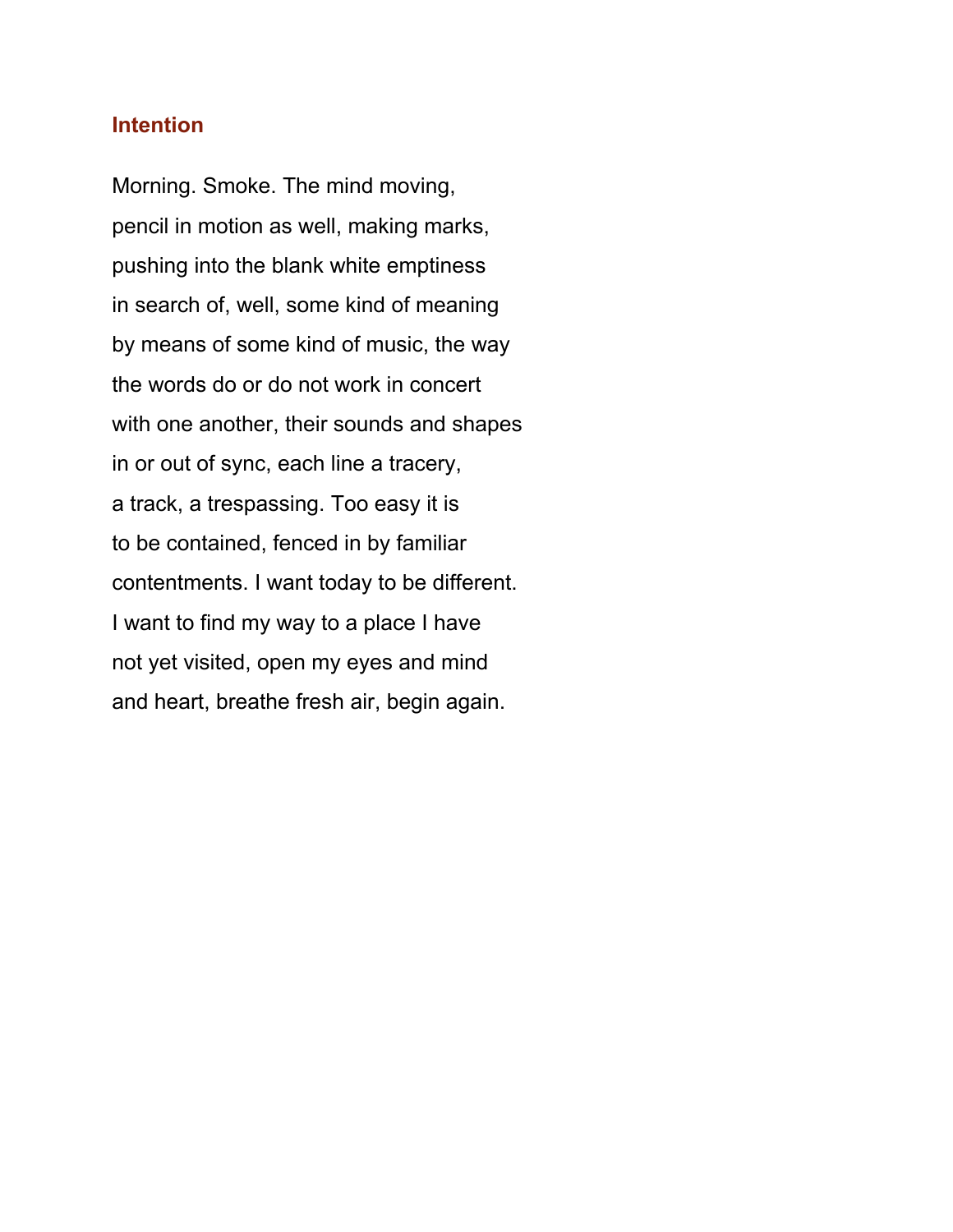### Intention

Morning. Smoke. The mind moving,  
pencil in motion as well, making marks,  
pushing into the blank white emptiness  
in search of, well, some kind of meaning  
by means of some kind of music, the way  
the words do or do not work in concert  
with one another, their sounds and shapes  
in or out of sync, each line a tracery,  
a track, a trespassing. Too easy it is  
to be contained, fenced in by familiar  
contentments. I want today to be different.  
I want to find my way to a place I have  
not yet visited, open my eyes and mind  
and heart, breathe fresh air, begin again.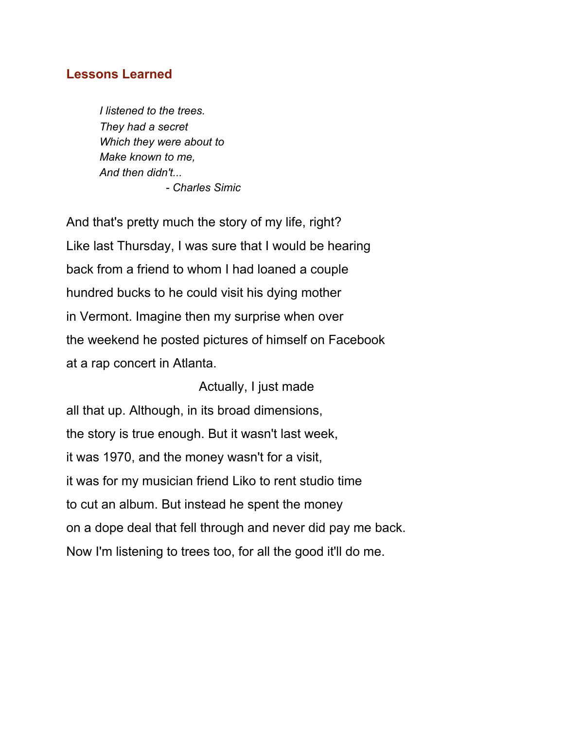## Lessons Learned

> *I listened to the trees.*
> *They had a secret*
> *Which they were about to*
> *Make known to me,*
> *And then didn't...*
> *- Charles Simic*

And that's pretty much the story of my life, right?
Like last Thursday, I was sure that I would be hearing
back from a friend to whom I had loaned a couple
hundred bucks to he could visit his dying mother
in Vermont. Imagine then my surprise when over
the weekend he posted pictures of himself on Facebook
at a rap concert in Atlanta.

Actually, I just made

all that up. Although, in its broad dimensions,
the story is true enough. But it wasn't last week,
it was 1970, and the money wasn't for a visit,
it was for my musician friend Liko to rent studio time
to cut an album. But instead he spent the money
on a dope deal that fell through and never did pay me back.
Now I'm listening to trees too, for all the good it'll do me.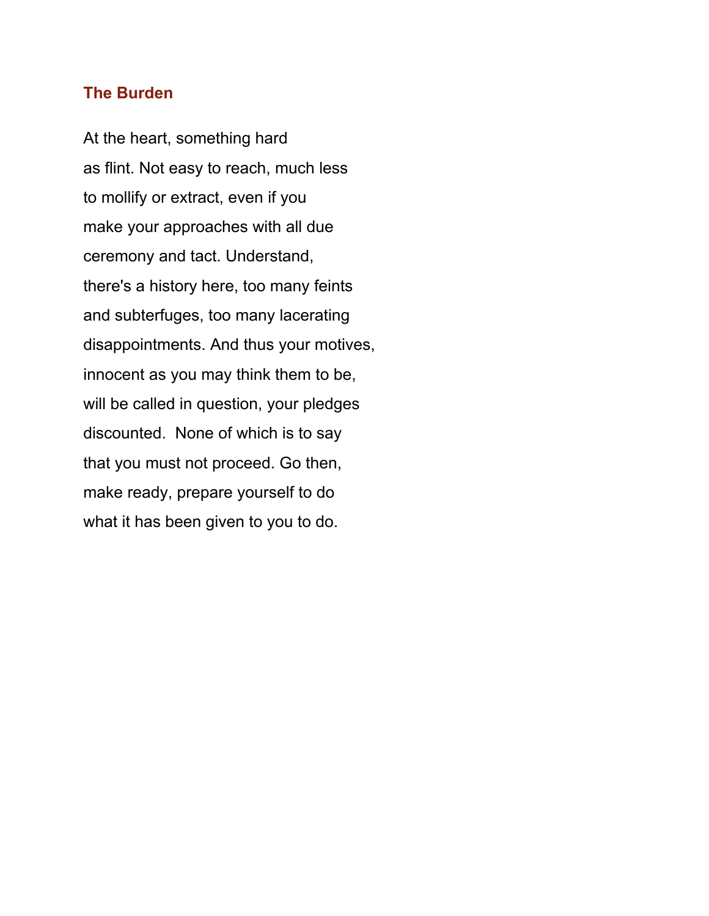## The Burden

At the heart, something hard  
as flint. Not easy to reach, much less  
to mollify or extract, even if you  
make your approaches with all due  
ceremony and tact. Understand,  
there's a history here, too many feints  
and subterfuges, too many lacerating  
disappointments. And thus your motives,  
innocent as you may think them to be,  
will be called in question, your pledges  
discounted.  None of which is to say  
that you must not proceed. Go then,  
make ready, prepare yourself to do  
what it has been given to you to do.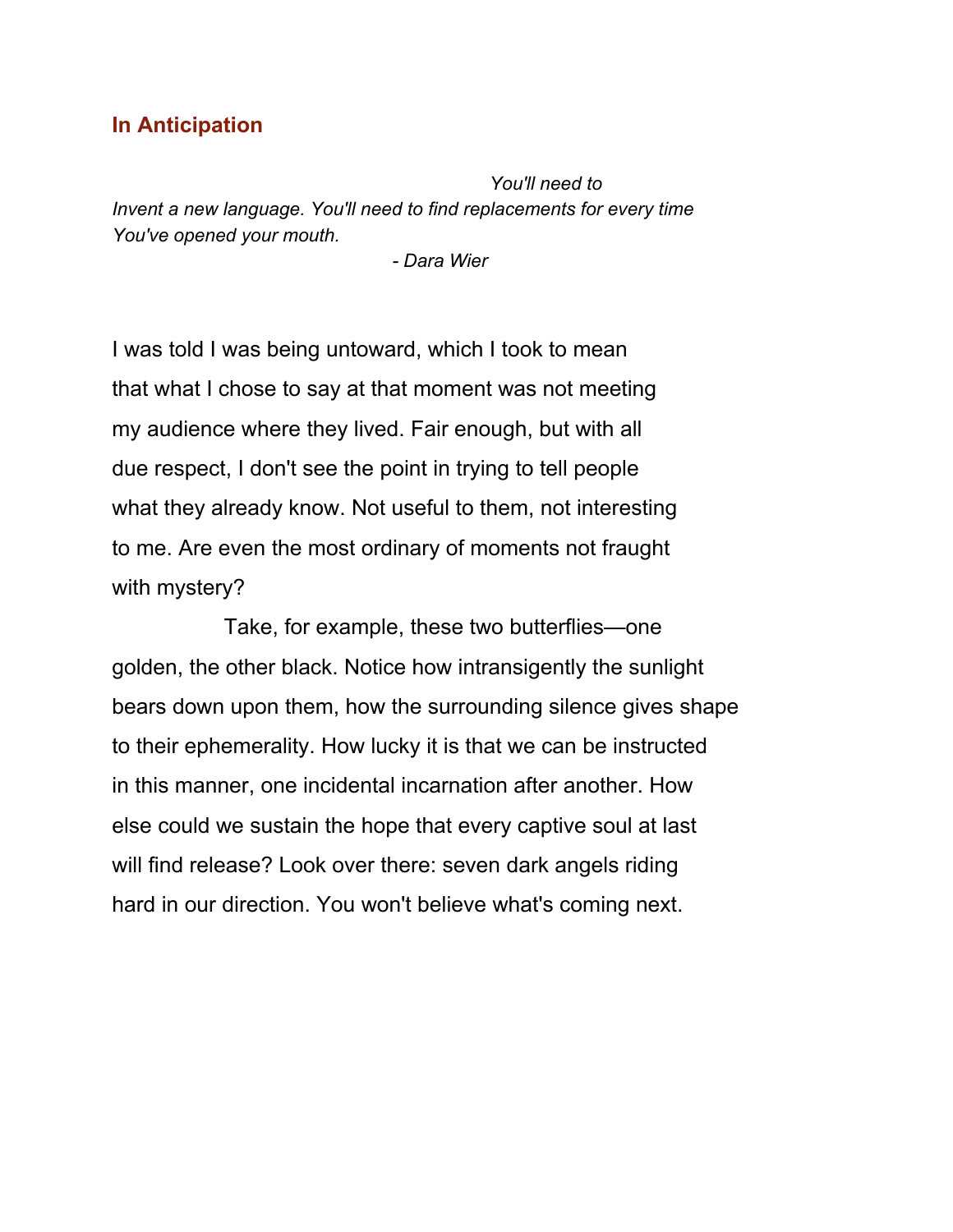## In Anticipation

*You'll need to*
*Invent a new language. You'll need to find replacements for every time*
*You've opened your mouth.*

*- Dara Wier*

I was told I was being untoward, which I took to mean
that what I chose to say at that moment was not meeting
my audience where they lived. Fair enough, but with all
due respect, I don't see the point in trying to tell people
what they already know. Not useful to them, not interesting
to me. Are even the most ordinary of moments not fraught
with mystery?

Take, for example, these two butterflies—one
golden, the other black. Notice how intransigently the sunlight
bears down upon them, how the surrounding silence gives shape
to their ephemerality. How lucky it is that we can be instructed
in this manner, one incidental incarnation after another. How
else could we sustain the hope that every captive soul at last
will find release? Look over there: seven dark angels riding
hard in our direction. You won't believe what's coming next.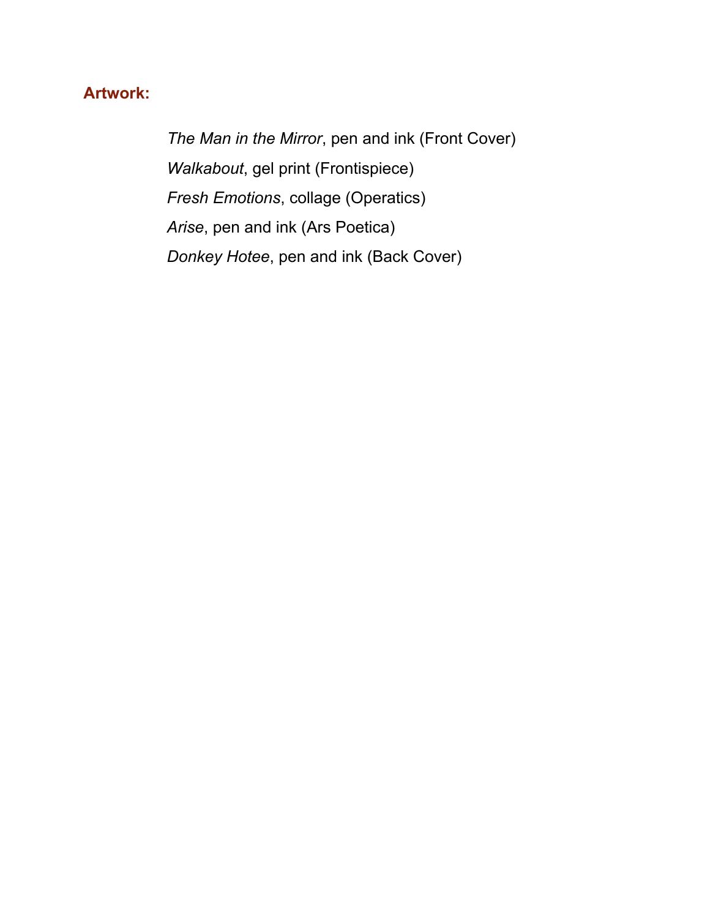**Artwork:**

*The Man in the Mirror*, pen and ink (Front Cover)

*Walkabout*, gel print (Frontispiece)

*Fresh Emotions*, collage (Operatics)

*Arise*, pen and ink (Ars Poetica)

*Donkey Hotee*, pen and ink (Back Cover)